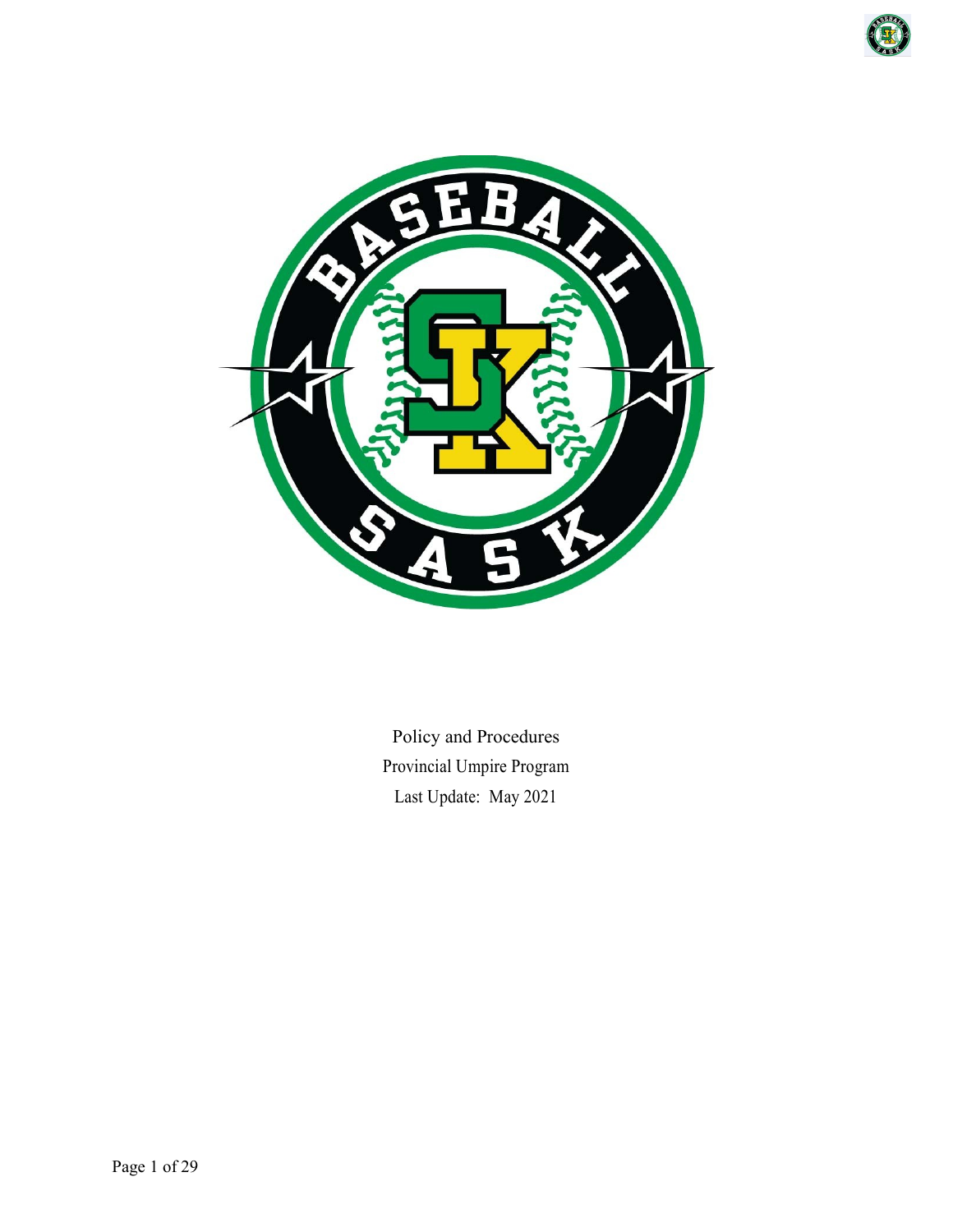Policy and Procedures

Provincial Umpire Program

Last Update: May 2021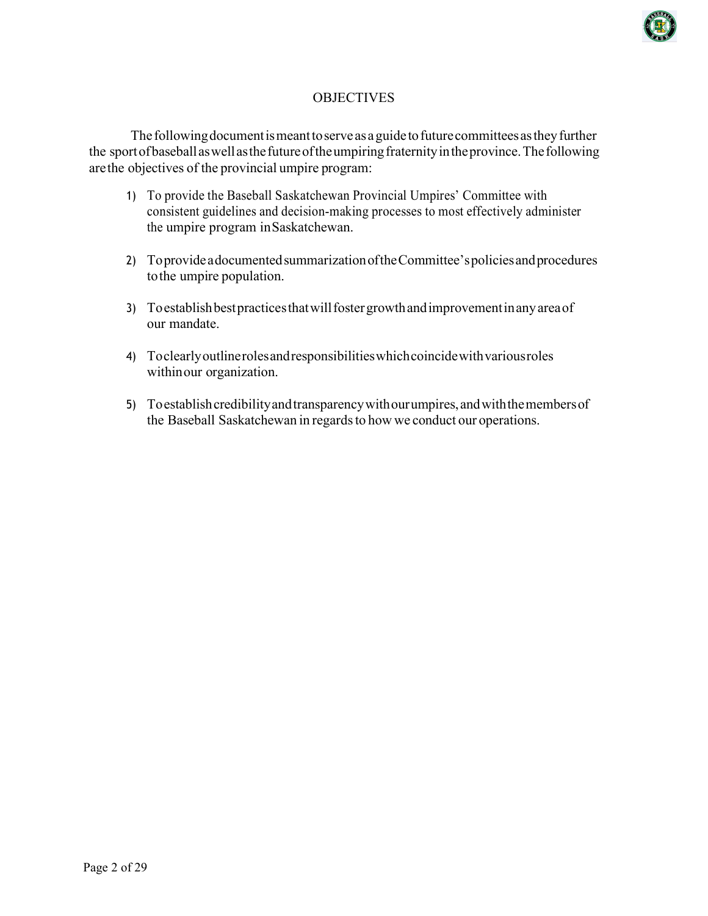# OBJECTIVES

The following document is meant to serve as a guide to future committees as they further the sport of baseball as well as the future of the umpiring fraternity in the province. The following are the objectives of the provincial umpire program:

1) To provide the Baseball Saskatchewan Provincial Umpires' Committee with consistent guidelines and decision-making processes to most effectively administer the umpire program in Saskatchewan.

2) To provide a documented summarization of the Committee's policies and procedures to the umpire population.

3) To establish best practices that will foster growth and improvement in any area of our mandate.

4) To clearly outline roles and responsibilities which coincide with various roles within our organization.

5) To establish credibility and transparency with our umpires, and with the members of the Baseball Saskatchewan in regards to how we conduct our operations.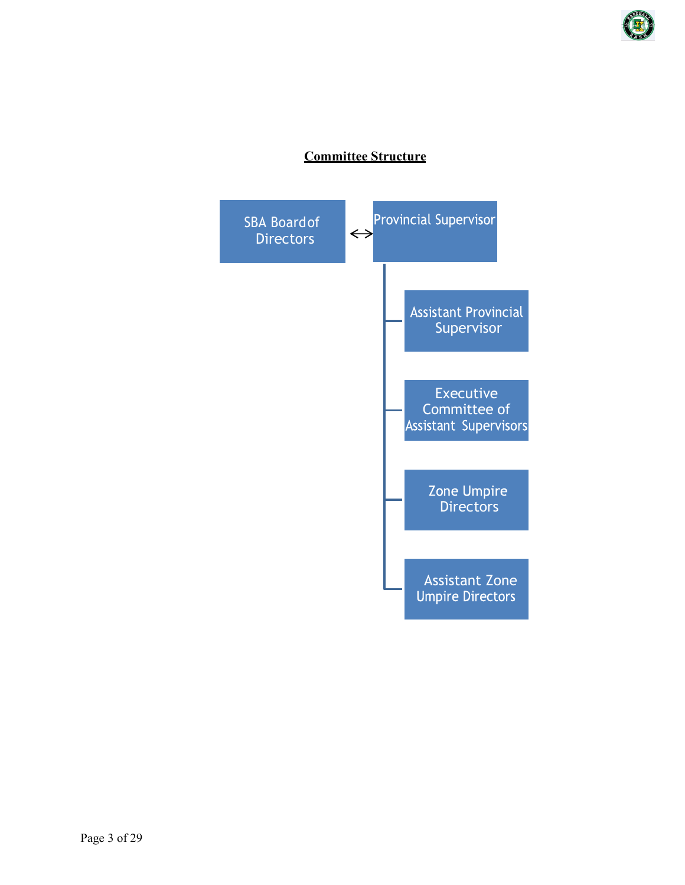## Committee Structure

SBA Board of Directors ↔ Provincial Supervisor

- Provincial Supervisor
  - Assistant Provincial Supervisor
  - Executive Committee of Assistant Supervisors
  - Zone Umpire Directors
  - Assistant Zone Umpire Directors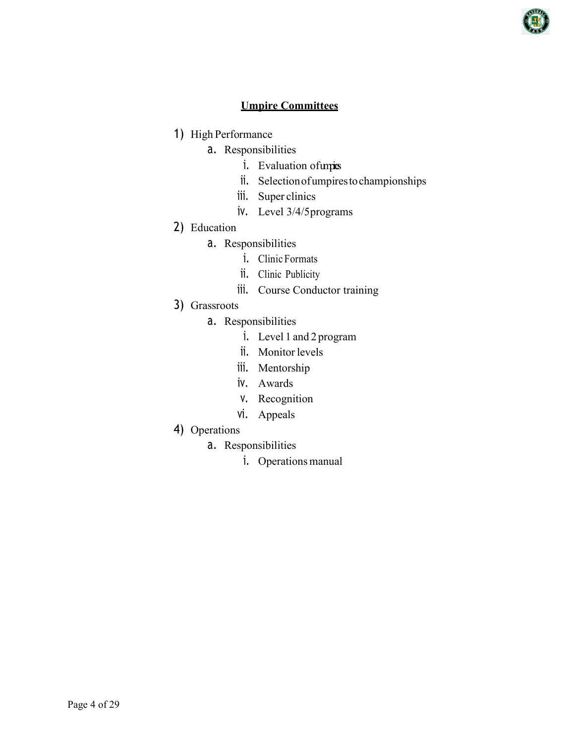## Umpire Committees

1) High Performance
   a. Responsibilities
      i. Evaluation of umpires
      ii. Selection of umpires to championships
      iii. Super clinics
      iv. Level 3/4/5 programs
2) Education
   a. Responsibilities
      i. Clinic Formats
      ii. Clinic Publicity
      iii. Course Conductor training
3) Grassroots
   a. Responsibilities
      i. Level 1 and 2 program
      ii. Monitor levels
      iii. Mentorship
      iv. Awards
      v. Recognition
      vi. Appeals
4) Operations
   a. Responsibilities
      i. Operations manual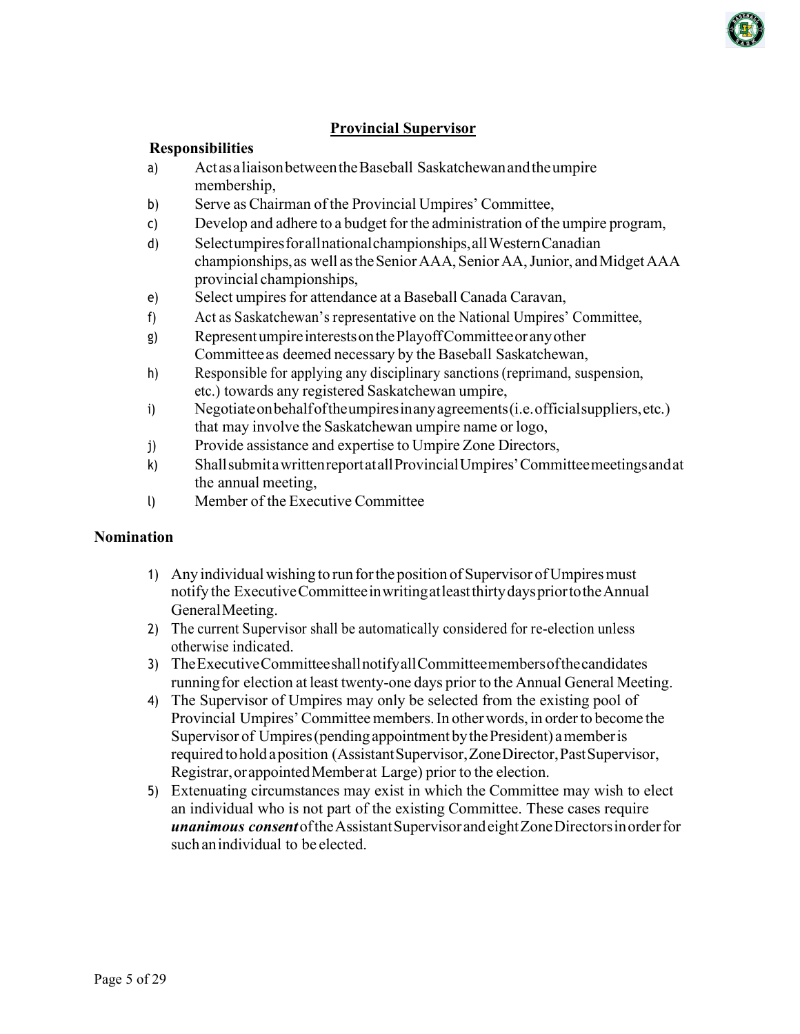## Provincial Supervisor

**Responsibilities**

a) Act as a liaison between the Baseball Saskatchewan and the umpire membership,

b) Serve as Chairman of the Provincial Umpires' Committee,

c) Develop and adhere to a budget for the administration of the umpire program,

d) Select umpires for all national championships, all Western Canadian championships, as well as the Senior AAA, Senior AA, Junior, and Midget AAA provincial championships,

e) Select umpires for attendance at a Baseball Canada Caravan,

f) Act as Saskatchewan's representative on the National Umpires' Committee,

g) Represent umpire interests on the Playoff Committee or any other Committee as deemed necessary by the Baseball Saskatchewan,

h) Responsible for applying any disciplinary sanctions (reprimand, suspension, etc.) towards any registered Saskatchewan umpire,

i) Negotiate on behalf of the umpires in any agreements (i.e. official suppliers, etc.) that may involve the Saskatchewan umpire name or logo,

j) Provide assistance and expertise to Umpire Zone Directors,

k) Shall submit a written report at all Provincial Umpires' Committee meetings and at the annual meeting,

l) Member of the Executive Committee

**Nomination**

1) Any individual wishing to run for the position of Supervisor of Umpires must notify the Executive Committee in writing at least thirty days prior to the Annual General Meeting.
2) The current Supervisor shall be automatically considered for re-election unless otherwise indicated.
3) The Executive Committee shall notify all Committee members of the candidates running for election at least twenty-one days prior to the Annual General Meeting.
4) The Supervisor of Umpires may only be selected from the existing pool of Provincial Umpires' Committee members. In other words, in order to become the Supervisor of Umpires (pending appointment by the President) a member is required to hold a position (Assistant Supervisor, Zone Director, Past Supervisor, Registrar, or appointed Member at Large) prior to the election.
5) Extenuating circumstances may exist in which the Committee may wish to elect an individual who is not part of the existing Committee. These cases require ***unanimous consent*** of the Assistant Supervisor and eight Zone Directors in order for such an individual to be elected.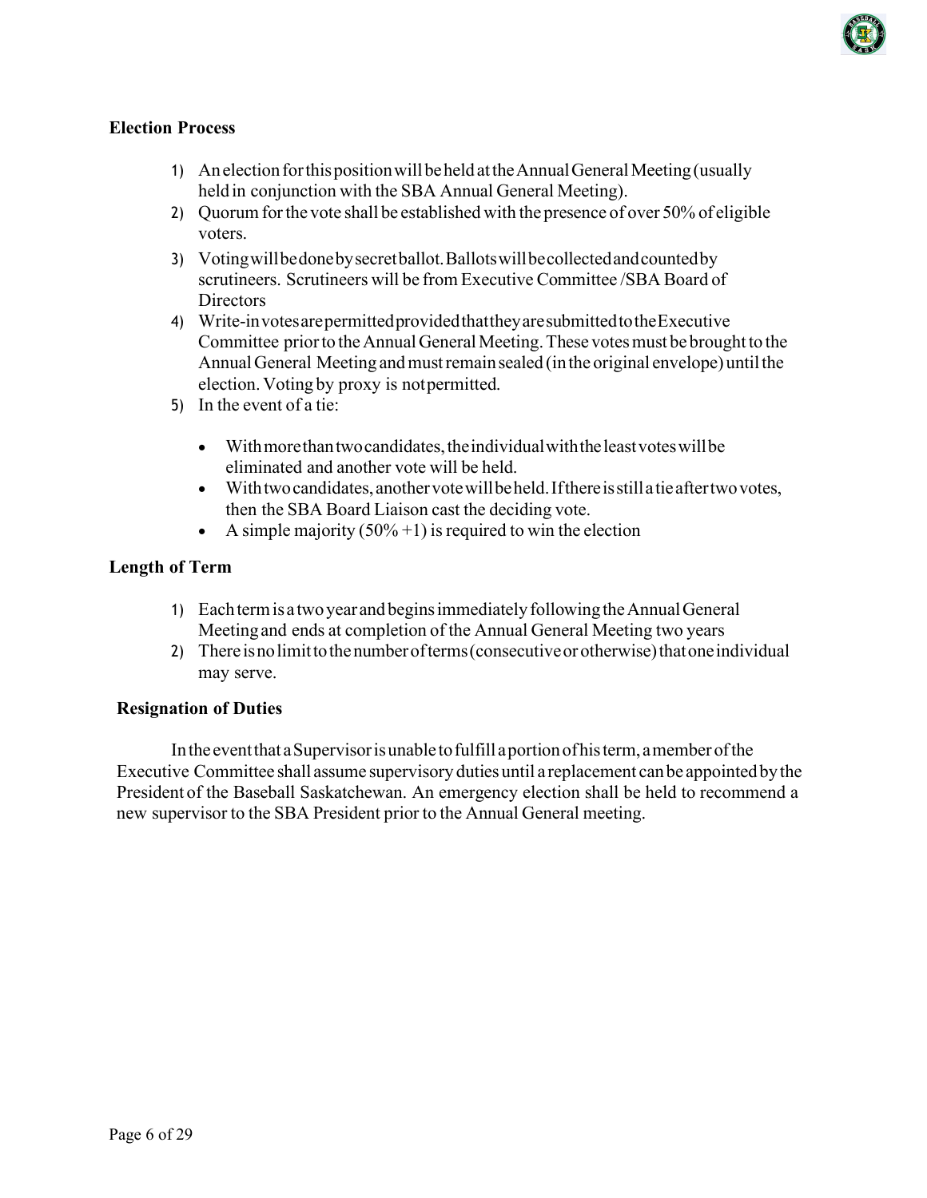### Election Process

1) An election for this position will be held at the Annual General Meeting (usually held in conjunction with the SBA Annual General Meeting).
2) Quorum for the vote shall be established with the presence of over 50% of eligible voters.
3) Voting will be done by secret ballot. Ballots will be collected and counted by scrutineers. Scrutineers will be from Executive Committee /SBA Board of Directors
4) Write-in votes are permitted provided that they are submitted to the Executive Committee prior to the Annual General Meeting. These votes must be brought to the Annual General Meeting and must remain sealed (in the original envelope) until the election. Voting by proxy is not permitted.
5) In the event of a tie:

    - With more than two candidates, the individual with the least votes will be eliminated and another vote will be held.
    - With two candidates, another vote will be held. If there is still a tie after two votes, then the SBA Board Liaison cast the deciding vote.
    - A simple majority (50% +1) is required to win the election

### Length of Term

1) Each term is a two year and begins immediately following the Annual General Meeting and ends at completion of the Annual General Meeting two years
2) There is no limit to the number of terms (consecutive or otherwise) that one individual may serve.

### Resignation of Duties

In the event that a Supervisor is unable to fulfill a portion of his term, a member of the Executive Committee shall assume supervisory duties until a replacement can be appointed by the President of the Baseball Saskatchewan. An emergency election shall be held to recommend a new supervisor to the SBA President prior to the Annual General meeting.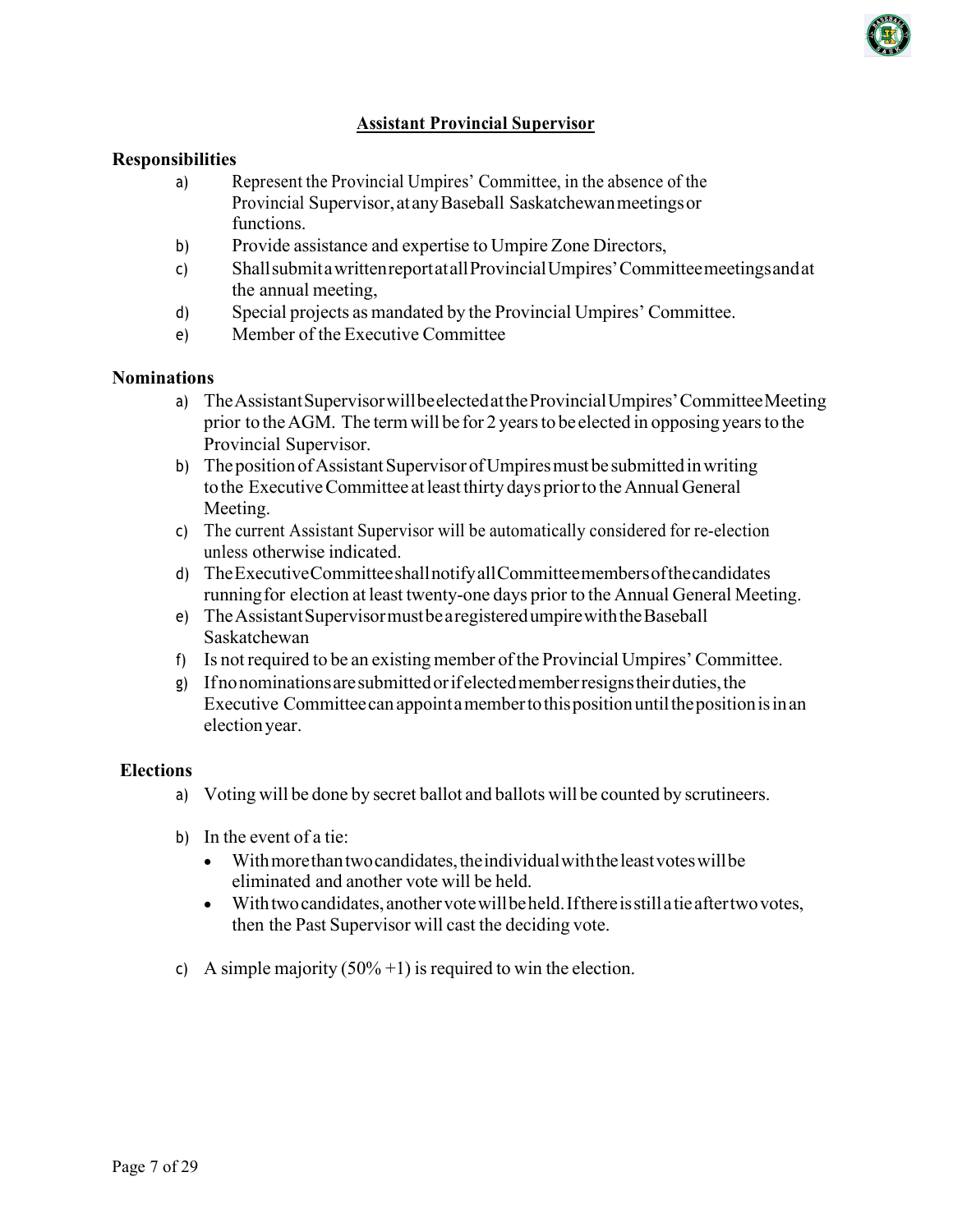## Assistant Provincial Supervisor

**Responsibilities**

a) Represent the Provincial Umpires' Committee, in the absence of the Provincial Supervisor, at any Baseball Saskatchewan meetings or functions.

b) Provide assistance and expertise to Umpire Zone Directors,

c) Shall submit a written report at all Provincial Umpires' Committee meetings and at the annual meeting,

d) Special projects as mandated by the Provincial Umpires' Committee.

e) Member of the Executive Committee

**Nominations**

a) The Assistant Supervisor will be elected at the Provincial Umpires' Committee Meeting prior to the AGM. The term will be for 2 years to be elected in opposing years to the Provincial Supervisor.

b) The position of Assistant Supervisor of Umpires must be submitted in writing to the Executive Committee at least thirty days prior to the Annual General Meeting.

c) The current Assistant Supervisor will be automatically considered for re-election unless otherwise indicated.

d) The Executive Committee shall notify all Committee members of the candidates running for election at least twenty-one days prior to the Annual General Meeting.

e) The Assistant Supervisor must be a registered umpire with the Baseball Saskatchewan

f) Is not required to be an existing member of the Provincial Umpires' Committee.

g) If no nominations are submitted or if elected member resigns their duties, the Executive Committee can appoint a member to this position until the position is in an election year.

**Elections**

a) Voting will be done by secret ballot and ballots will be counted by scrutineers.

b) In the event of a tie:
   - With more than two candidates, the individual with the least votes will be eliminated and another vote will be held.
   - With two candidates, another vote will be held. If there is still a tie after two votes, then the Past Supervisor will cast the deciding vote.

c) A simple majority (50% +1) is required to win the election.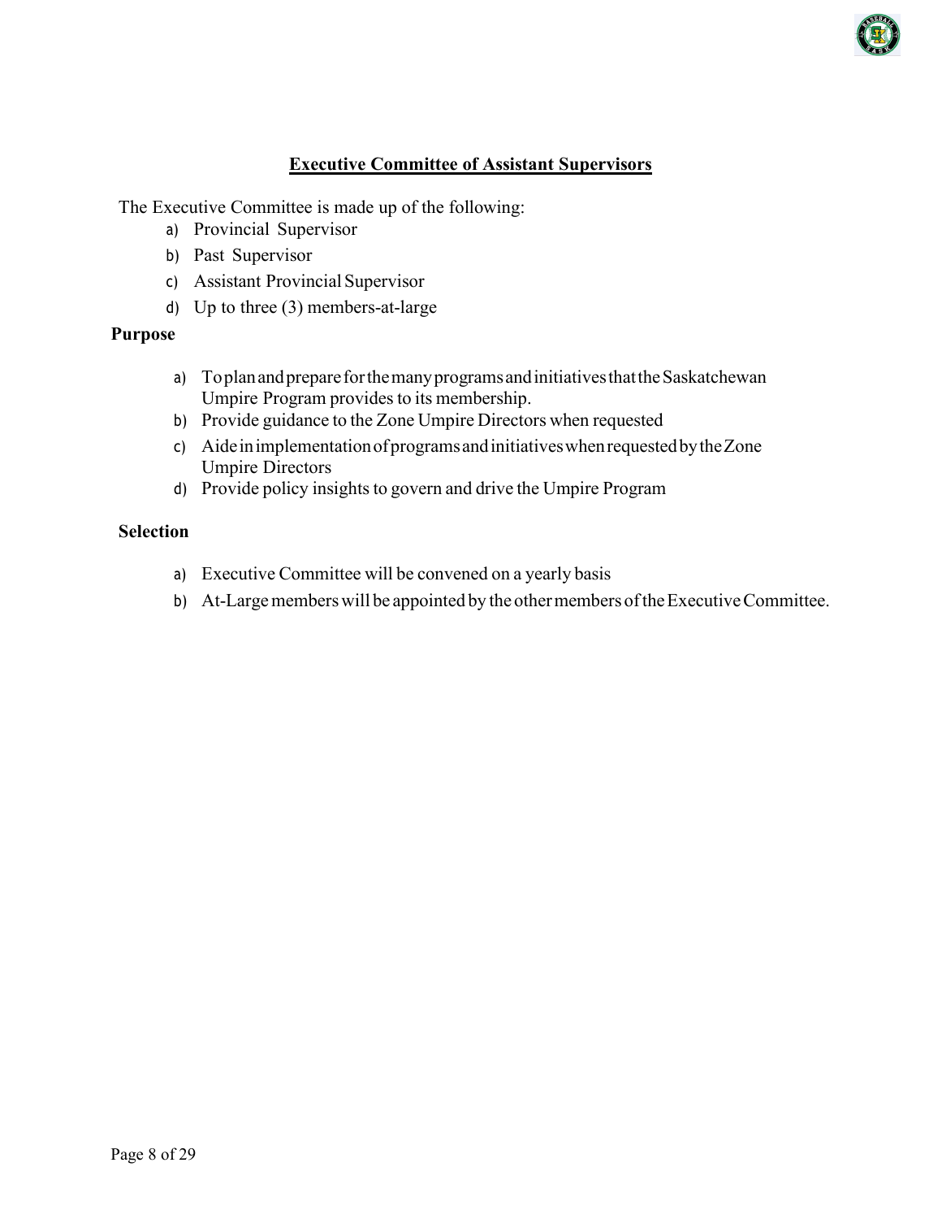## Executive Committee of Assistant Supervisors

The Executive Committee is made up of the following:

a) Provincial Supervisor
b) Past Supervisor
c) Assistant Provincial Supervisor
d) Up to three (3) members-at-large

**Purpose**

a) To plan and prepare for the many programs and initiatives that the Saskatchewan Umpire Program provides to its membership.
b) Provide guidance to the Zone Umpire Directors when requested
c) Aide in implementation of programs and initiatives when requested by the Zone Umpire Directors
d) Provide policy insights to govern and drive the Umpire Program

**Selection**

a) Executive Committee will be convened on a yearly basis
b) At-Large members will be appointed by the other members of the Executive Committee.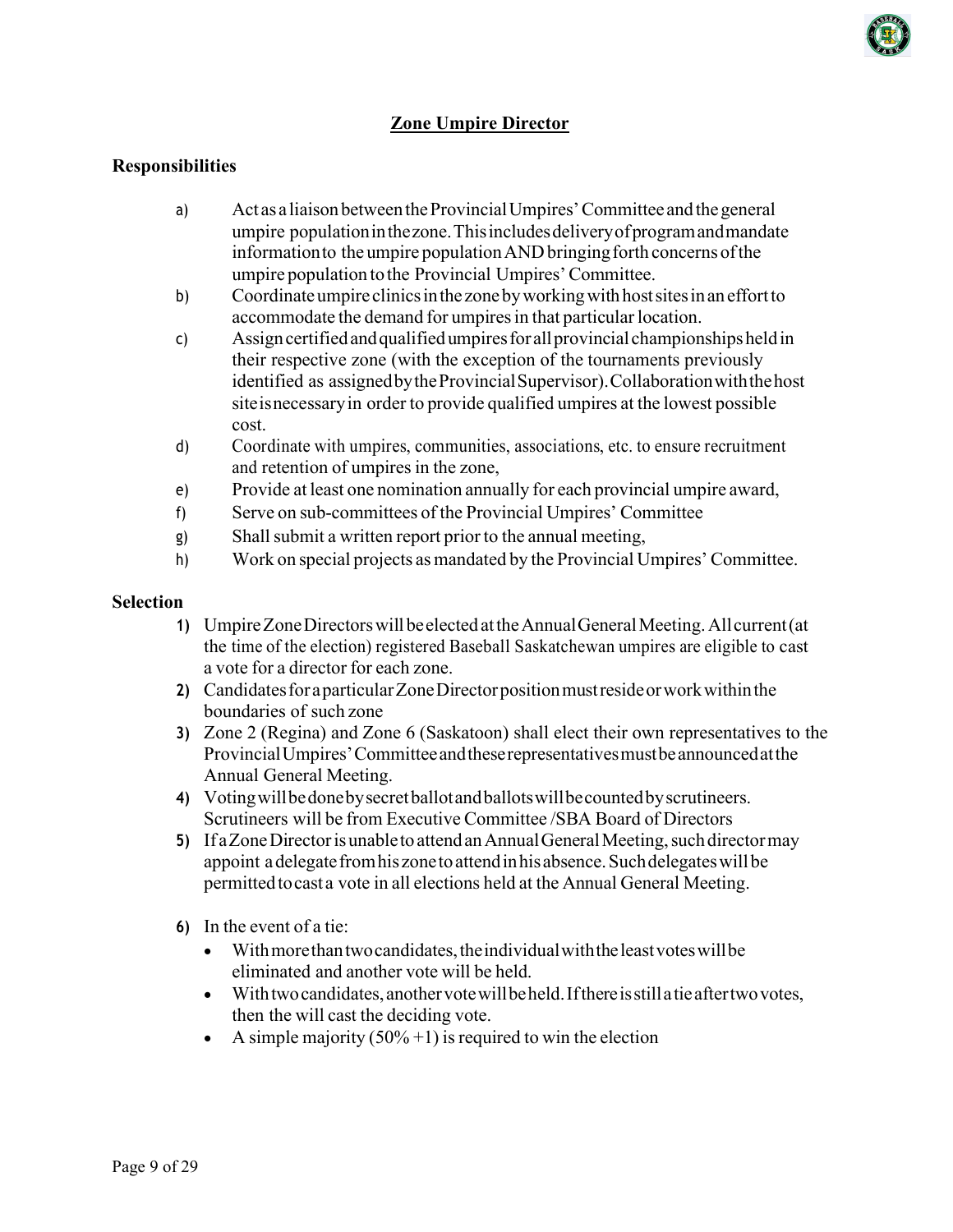## Zone Umpire Director

### Responsibilities

a) Act as a liaison between the Provincial Umpires' Committee and the general umpire population in the zone. This includes delivery of program and mandate information to the umpire population AND bringing forth concerns of the umpire population to the Provincial Umpires' Committee.

b) Coordinate umpire clinics in the zone by working with host sites in an effort to accommodate the demand for umpires in that particular location.

c) Assign certified and qualified umpires for all provincial championships held in their respective zone (with the exception of the tournaments previously identified as assigned by the Provincial Supervisor). Collaboration with the host site is necessary in order to provide qualified umpires at the lowest possible cost.

d) Coordinate with umpires, communities, associations, etc. to ensure recruitment and retention of umpires in the zone,

e) Provide at least one nomination annually for each provincial umpire award,

f) Serve on sub-committees of the Provincial Umpires' Committee

g) Shall submit a written report prior to the annual meeting,

h) Work on special projects as mandated by the Provincial Umpires' Committee.

### Selection

1) Umpire Zone Directors will be elected at the Annual General Meeting. All current (at the time of the election) registered Baseball Saskatchewan umpires are eligible to cast a vote for a director for each zone.
2) Candidates for a particular Zone Director position must reside or work within the boundaries of such zone
3) Zone 2 (Regina) and Zone 6 (Saskatoon) shall elect their own representatives to the Provincial Umpires' Committee and these representatives must be announced at the Annual General Meeting.
4) Voting will be done by secret ballot and ballots will be counted by scrutineers. Scrutineers will be from Executive Committee /SBA Board of Directors
5) If a Zone Director is unable to attend an Annual General Meeting, such director may appoint a delegate from his zone to attend in his absence. Such delegates will be permitted to cast a vote in all elections held at the Annual General Meeting.
6) In the event of a tie:
   - With more than two candidates, the individual with the least votes will be eliminated and another vote will be held.
   - With two candidates, another vote will be held. If there is still a tie after two votes, then the will cast the deciding vote.
   - A simple majority (50% +1) is required to win the election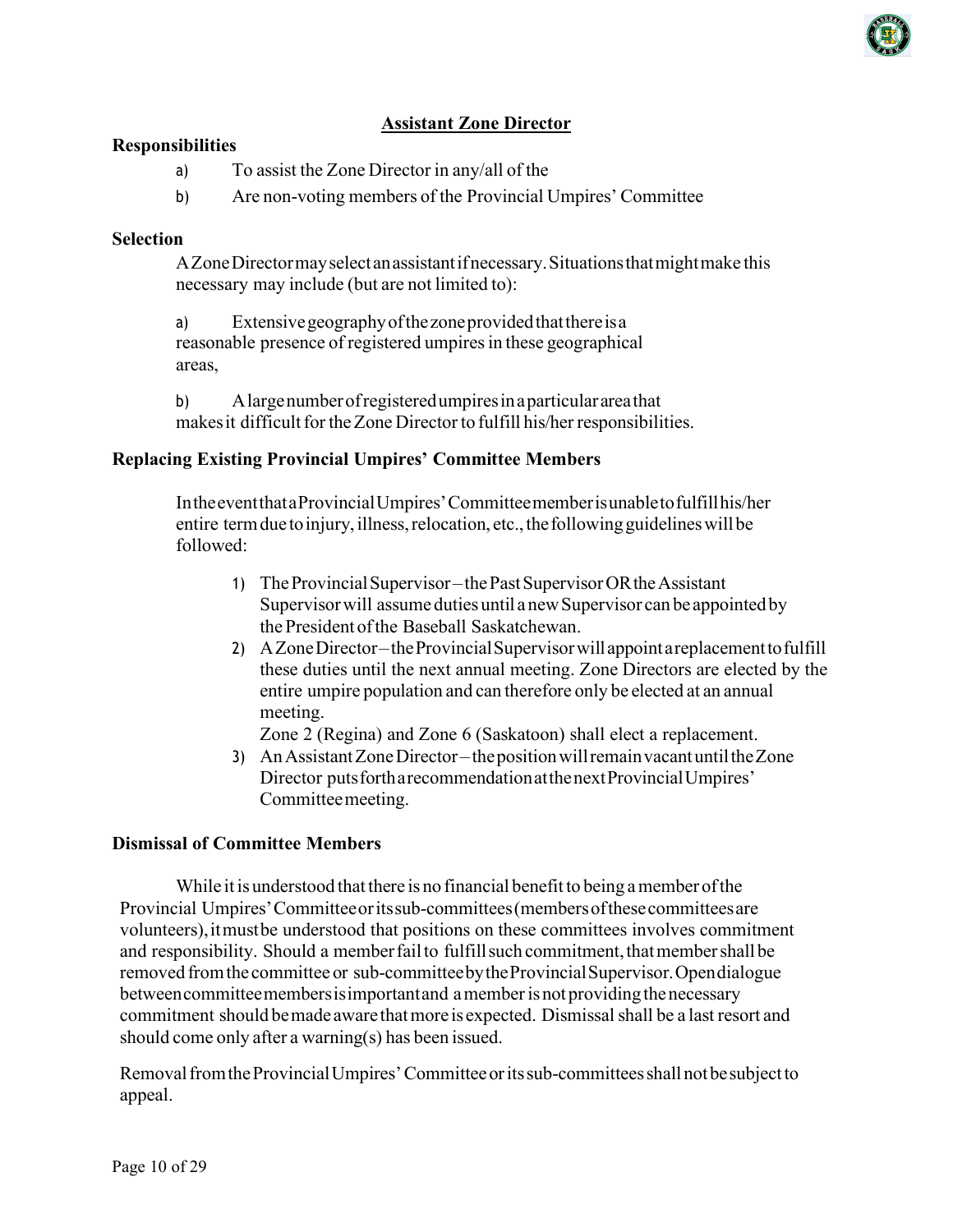## Assistant Zone Director

### Responsibilities

a) To assist the Zone Director in any/all of the

b) Are non-voting members of the Provincial Umpires' Committee

### Selection

A Zone Director may select an assistant if necessary. Situations that might make this necessary may include (but are not limited to):

a) Extensive geography of the zone provided that there is a reasonable presence of registered umpires in these geographical areas,

b) A large number of registered umpires in a particular area that makes it difficult for the Zone Director to fulfill his/her responsibilities.

### Replacing Existing Provincial Umpires' Committee Members

In the event that a Provincial Umpires' Committee member is unable to fulfill his/her entire term due to injury, illness, relocation, etc., the following guidelines will be followed:

1) The Provincial Supervisor – the Past Supervisor OR the Assistant Supervisor will assume duties until a new Supervisor can be appointed by the President of the Baseball Saskatchewan.
2) A Zone Director – the Provincial Supervisor will appoint a replacement to fulfill these duties until the next annual meeting. Zone Directors are elected by the entire umpire population and can therefore only be elected at an annual meeting.
   Zone 2 (Regina) and Zone 6 (Saskatoon) shall elect a replacement.
3) An Assistant Zone Director – the position will remain vacant until the Zone Director puts forth a recommendation at the next Provincial Umpires' Committee meeting.

### Dismissal of Committee Members

While it is understood that there is no financial benefit to being a member of the Provincial Umpires' Committee or its sub-committees (members of these committees are volunteers), it must be understood that positions on these committees involves commitment and responsibility. Should a member fail to fulfill such commitment, that member shall be removed from the committee or sub-committee by the Provincial Supervisor. Open dialogue between committee members is important and a member is not providing the necessary commitment should be made aware that more is expected. Dismissal shall be a last resort and should come only after a warning(s) has been issued.

Removal from the Provincial Umpires' Committee or its sub-committees shall not be subject to appeal.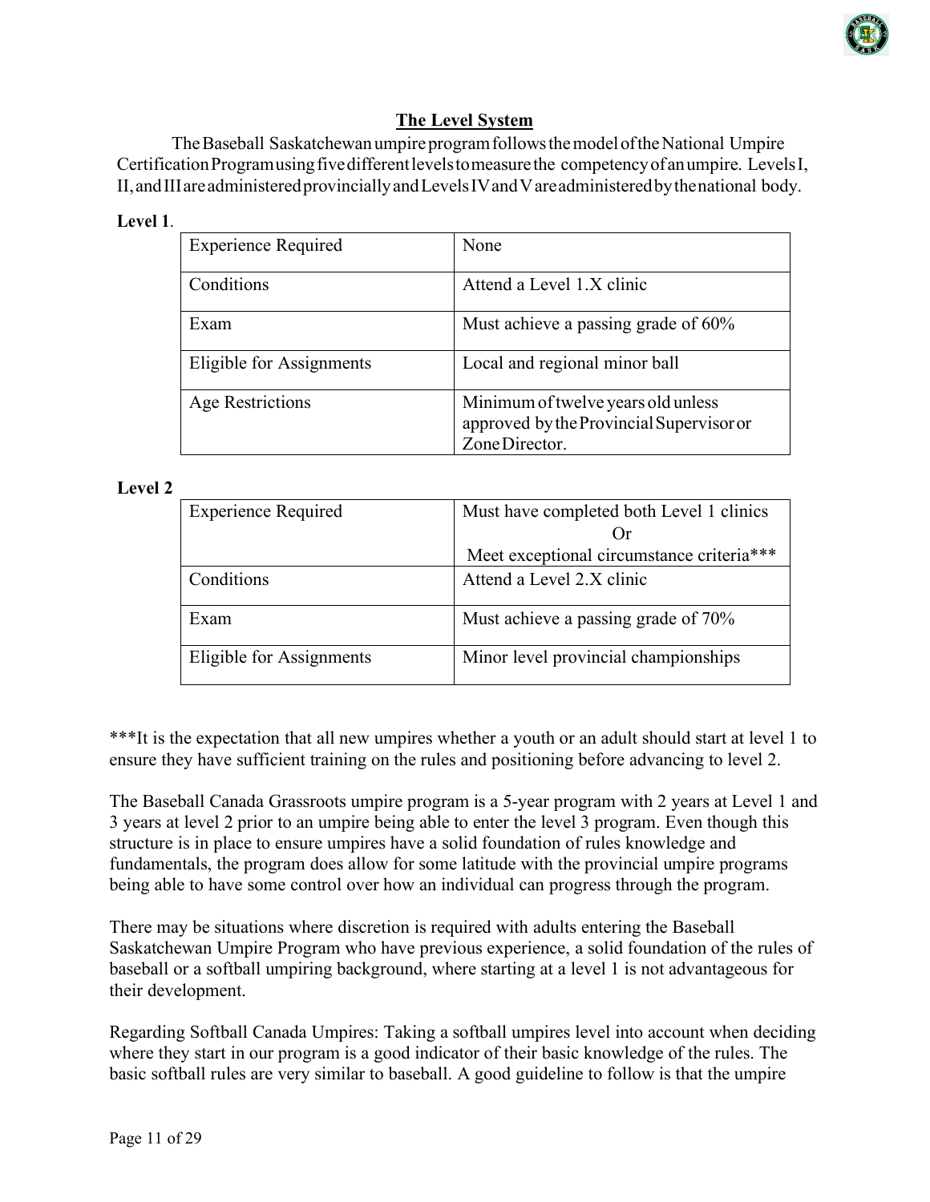## The Level System

The Baseball Saskatchewan umpire program follows the model of the National Umpire Certification Program using five different levels to measure the competency of an umpire. Levels I, II, and III are administered provincially and Levels IV and V are administered by the national body.

**Level 1**.

| | |
|---|---|
| Experience Required | None |
| Conditions | Attend a Level 1.X clinic |
| Exam | Must achieve a passing grade of 60% |
| Eligible for Assignments | Local and regional minor ball |
| Age Restrictions | Minimum of twelve years old unless approved by the Provincial Supervisor or Zone Director. |

**Level 2**

| | |
|---|---|
| Experience Required | Must have completed both Level 1 clinics Or Meet exceptional circumstance criteria*** |
| Conditions | Attend a Level 2.X clinic |
| Exam | Must achieve a passing grade of 70% |
| Eligible for Assignments | Minor level provincial championships |

***It is the expectation that all new umpires whether a youth or an adult should start at level 1 to ensure they have sufficient training on the rules and positioning before advancing to level 2.

The Baseball Canada Grassroots umpire program is a 5-year program with 2 years at Level 1 and 3 years at level 2 prior to an umpire being able to enter the level 3 program. Even though this structure is in place to ensure umpires have a solid foundation of rules knowledge and fundamentals, the program does allow for some latitude with the provincial umpire programs being able to have some control over how an individual can progress through the program.

There may be situations where discretion is required with adults entering the Baseball Saskatchewan Umpire Program who have previous experience, a solid foundation of the rules of baseball or a softball umpiring background, where starting at a level 1 is not advantageous for their development.

Regarding Softball Canada Umpires: Taking a softball umpires level into account when deciding where they start in our program is a good indicator of their basic knowledge of the rules. The basic softball rules are very similar to baseball. A good guideline to follow is that the umpire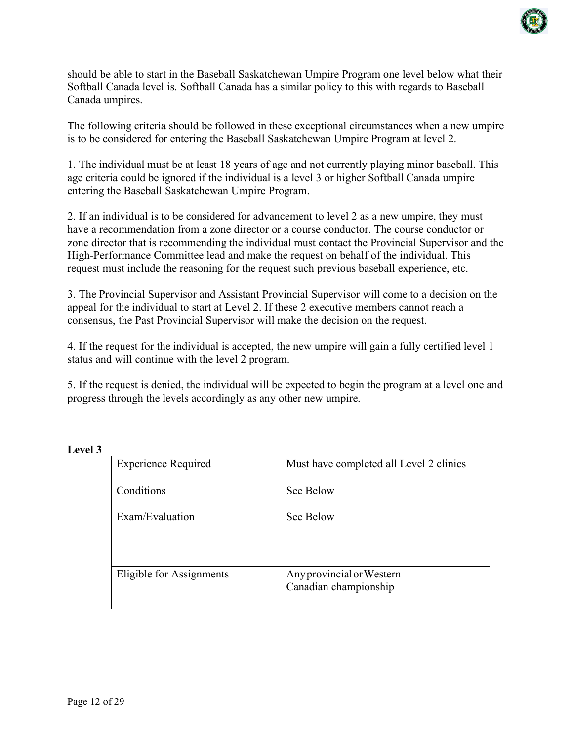should be able to start in the Baseball Saskatchewan Umpire Program one level below what their Softball Canada level is. Softball Canada has a similar policy to this with regards to Baseball Canada umpires.

The following criteria should be followed in these exceptional circumstances when a new umpire is to be considered for entering the Baseball Saskatchewan Umpire Program at level 2.

1. The individual must be at least 18 years of age and not currently playing minor baseball. This age criteria could be ignored if the individual is a level 3 or higher Softball Canada umpire entering the Baseball Saskatchewan Umpire Program.

2. If an individual is to be considered for advancement to level 2 as a new umpire, they must have a recommendation from a zone director or a course conductor. The course conductor or zone director that is recommending the individual must contact the Provincial Supervisor and the High-Performance Committee lead and make the request on behalf of the individual. This request must include the reasoning for the request such previous baseball experience, etc.

3. The Provincial Supervisor and Assistant Provincial Supervisor will come to a decision on the appeal for the individual to start at Level 2. If these 2 executive members cannot reach a consensus, the Past Provincial Supervisor will make the decision on the request.

4. If the request for the individual is accepted, the new umpire will gain a fully certified level 1 status and will continue with the level 2 program.

5. If the request is denied, the individual will be expected to begin the program at a level one and progress through the levels accordingly as any other new umpire.

**Level 3**

| | |
|---|---|
| Experience Required | Must have completed all Level 2 clinics |
| Conditions | See Below |
| Exam/Evaluation | See Below |
| Eligible for Assignments | Any provincial or Western Canadian championship |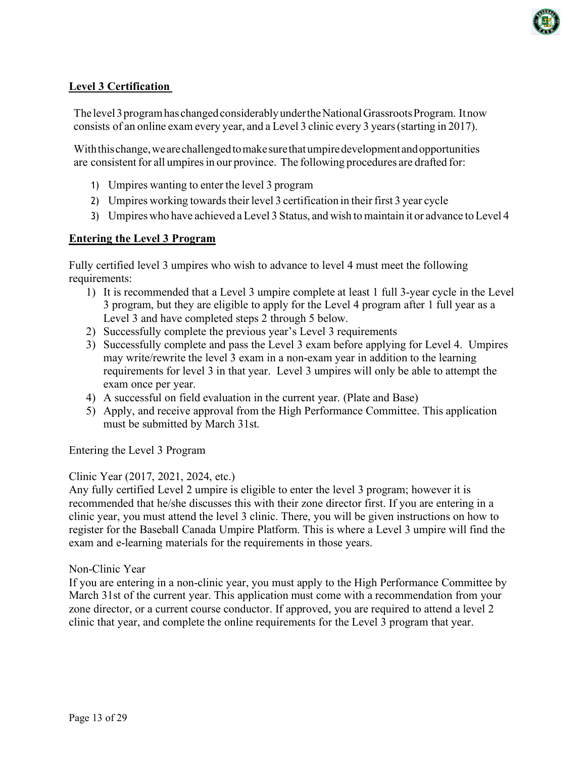## Level 3 Certification

The level 3 program has changed considerably under the National Grassroots Program. It now consists of an online exam every year, and a Level 3 clinic every 3 years (starting in 2017).

With this change, we are challenged to make sure that umpire development and opportunities are consistent for all umpires in our province. The following procedures are drafted for:

1) Umpires wanting to enter the level 3 program
2) Umpires working towards their level 3 certification in their first 3 year cycle
3) Umpires who have achieved a Level 3 Status, and wish to maintain it or advance to Level 4

## Entering the Level 3 Program

Fully certified level 3 umpires who wish to advance to level 4 must meet the following requirements:

1) It is recommended that a Level 3 umpire complete at least 1 full 3-year cycle in the Level 3 program, but they are eligible to apply for the Level 4 program after 1 full year as a Level 3 and have completed steps 2 through 5 below.
2) Successfully complete the previous year's Level 3 requirements
3) Successfully complete and pass the Level 3 exam before applying for Level 4. Umpires may write/rewrite the level 3 exam in a non-exam year in addition to the learning requirements for level 3 in that year. Level 3 umpires will only be able to attempt the exam once per year.
4) A successful on field evaluation in the current year. (Plate and Base)
5) Apply, and receive approval from the High Performance Committee. This application must be submitted by March 31st.

Entering the Level 3 Program

Clinic Year (2017, 2021, 2024, etc.)
Any fully certified Level 2 umpire is eligible to enter the level 3 program; however it is recommended that he/she discusses this with their zone director first. If you are entering in a clinic year, you must attend the level 3 clinic. There, you will be given instructions on how to register for the Baseball Canada Umpire Platform. This is where a Level 3 umpire will find the exam and e-learning materials for the requirements in those years.

Non-Clinic Year
If you are entering in a non-clinic year, you must apply to the High Performance Committee by March 31st of the current year. This application must come with a recommendation from your zone director, or a current course conductor. If approved, you are required to attend a level 2 clinic that year, and complete the online requirements for the Level 3 program that year.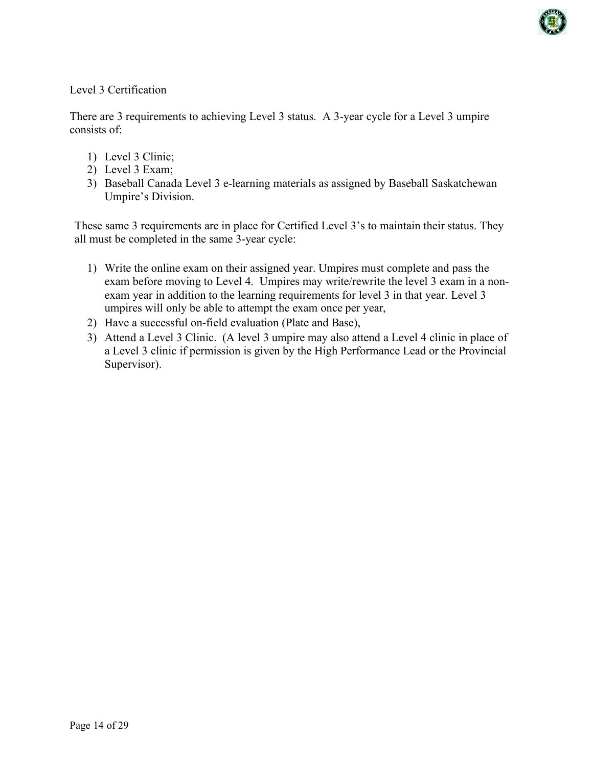Level 3 Certification

There are 3 requirements to achieving Level 3 status. A 3-year cycle for a Level 3 umpire consists of:

1) Level 3 Clinic;
2) Level 3 Exam;
3) Baseball Canada Level 3 e-learning materials as assigned by Baseball Saskatchewan Umpire's Division.

These same 3 requirements are in place for Certified Level 3's to maintain their status. They all must be completed in the same 3-year cycle:

1) Write the online exam on their assigned year. Umpires must complete and pass the exam before moving to Level 4. Umpires may write/rewrite the level 3 exam in a non-exam year in addition to the learning requirements for level 3 in that year. Level 3 umpires will only be able to attempt the exam once per year,
2) Have a successful on-field evaluation (Plate and Base),
3) Attend a Level 3 Clinic. (A level 3 umpire may also attend a Level 4 clinic in place of a Level 3 clinic if permission is given by the High Performance Lead or the Provincial Supervisor).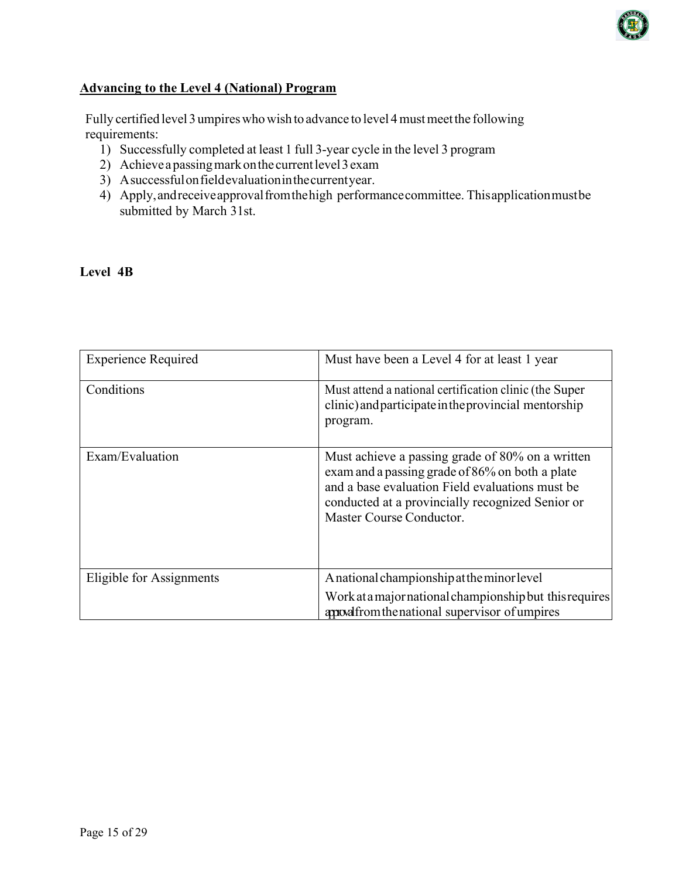## Advancing to the Level 4 (National) Program

Fully certified level 3 umpires who wish to advance to level 4 must meet the following requirements:

1) Successfully completed at least 1 full 3-year cycle in the level 3 program
2) Achieve a passing mark on the current level 3 exam
3) A successful on field evaluation in the current year.
4) Apply, and receive approval from the high performance committee. This application must be submitted by March 31st.

### Level 4B

| Experience Required | Must have been a Level 4 for at least 1 year |
|---|---|
| Conditions | Must attend a national certification clinic (the Super clinic) and participate in the provincial mentorship program. |
| Exam/Evaluation | Must achieve a passing grade of 80% on a written exam and a passing grade of 86% on both a plate and a base evaluation Field evaluations must be conducted at a provincially recognized Senior or Master Course Conductor. |
| Eligible for Assignments | A national championship at the minor level<br>Work at a major national championship but this requires approval from the national supervisor of umpires |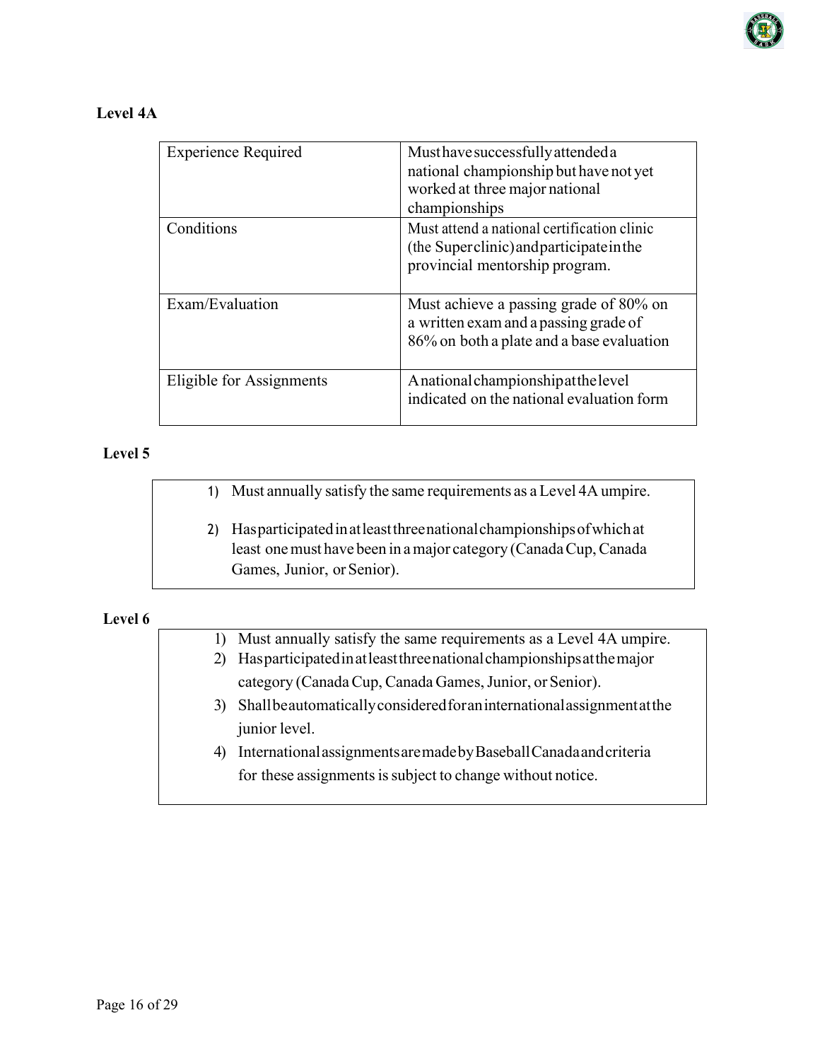### Level 4A

| | |
|---|---|
| Experience Required | Must have successfully attended a national championship but have not yet worked at three major national championships |
| Conditions | Must attend a national certification clinic (the Superclinic) and participate in the provincial mentorship program. |
| Exam/Evaluation | Must achieve a passing grade of 80% on a written exam and a passing grade of 86% on both a plate and a base evaluation |
| Eligible for Assignments | A national championship at the level indicated on the national evaluation form |

### Level 5

1) Must annually satisfy the same requirements as a Level 4A umpire.
2) Has participated in at least three national championships of which at least one must have been in a major category (Canada Cup, Canada Games, Junior, or Senior).

### Level 6

1) Must annually satisfy the same requirements as a Level 4A umpire.
2) Has participated in at least three national championships at the major category (Canada Cup, Canada Games, Junior, or Senior).
3) Shall be automatically considered for an international assignment at the junior level.
4) International assignments are made by Baseball Canada and criteria for these assignments is subject to change without notice.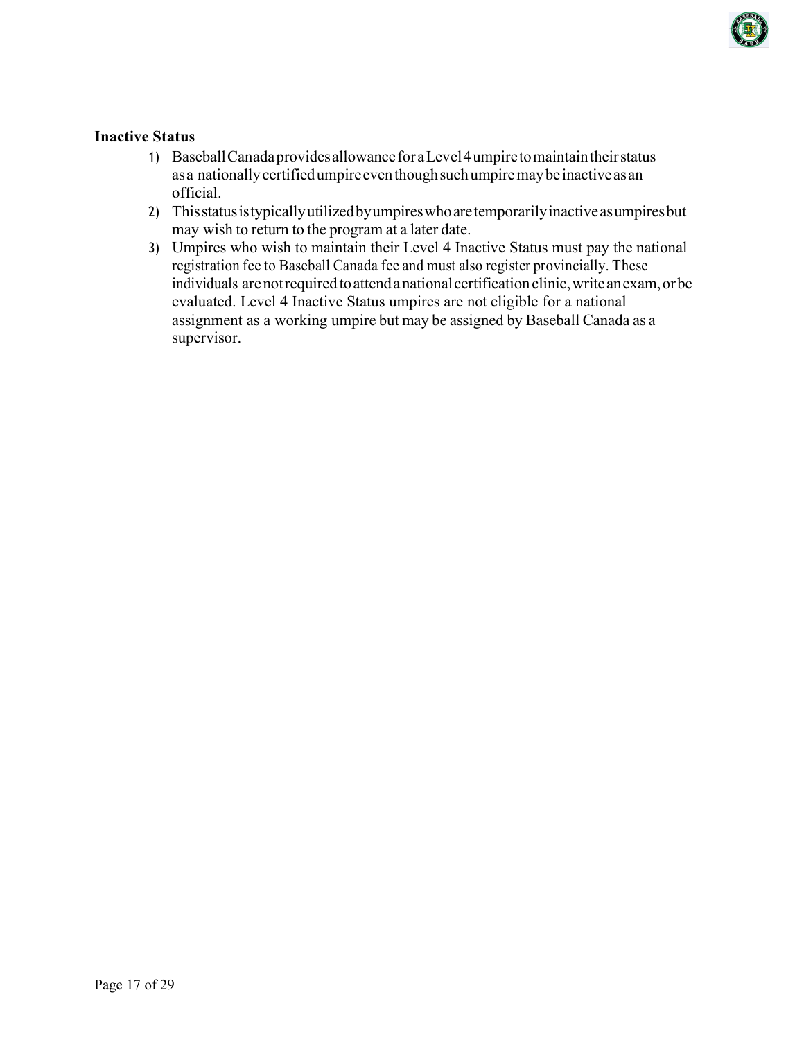**Inactive Status**

1) Baseball Canada provides allowance for a Level 4 umpire to maintain their status as a nationally certified umpire even though such umpire may be inactive as an official.
2) This status is typically utilized by umpires who are temporarily inactive as umpires but may wish to return to the program at a later date.
3) Umpires who wish to maintain their Level 4 Inactive Status must pay the national registration fee to Baseball Canada fee and must also register provincially. These individuals are not required to attend a national certification clinic, write an exam, or be evaluated. Level 4 Inactive Status umpires are not eligible for a national assignment as a working umpire but may be assigned by Baseball Canada as a supervisor.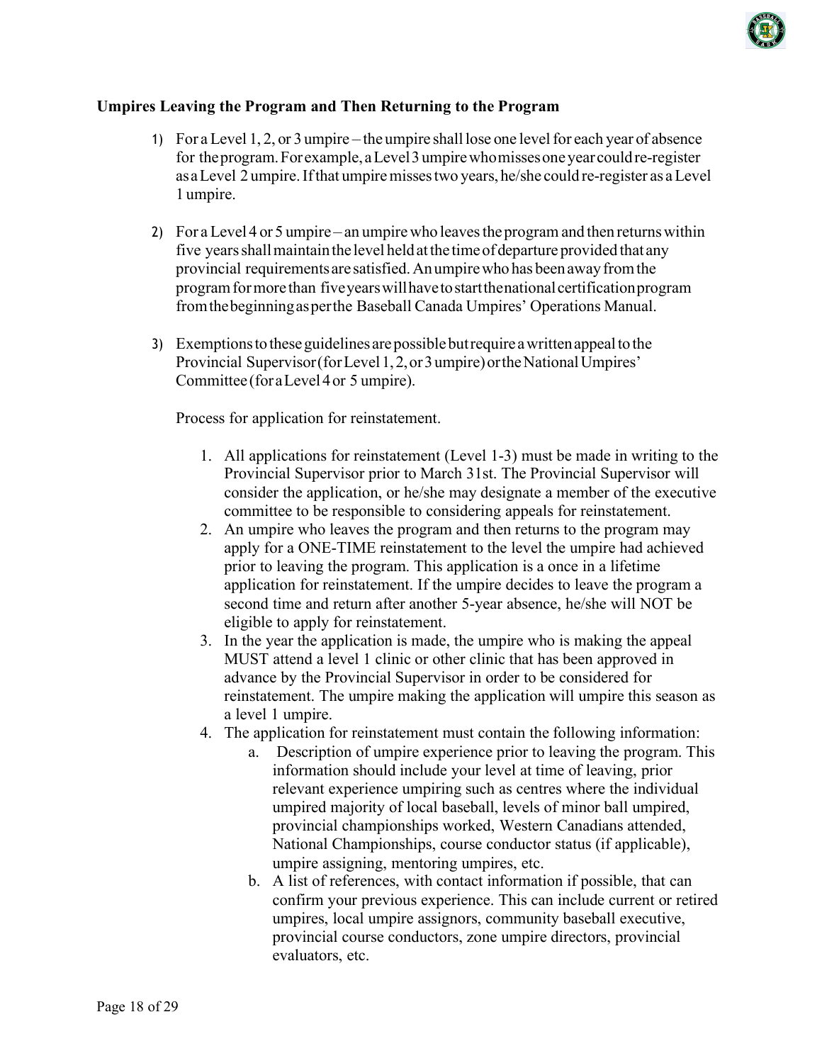**Umpires Leaving the Program and Then Returning to the Program**

1) For a Level 1, 2, or 3 umpire – the umpire shall lose one level for each year of absence for the program. For example, a Level 3 umpire who misses one year could re-register as a Level 2 umpire. If that umpire misses two years, he/she could re-register as a Level 1 umpire.

2) For a Level 4 or 5 umpire – an umpire who leaves the program and then returns within five years shall maintain the level held at the time of departure provided that any provincial requirements are satisfied. An umpire who has been away from the program for more than five years will have to start the national certification program from the beginning as per the Baseball Canada Umpires' Operations Manual.

3) Exemptions to these guidelines are possible but require a written appeal to the Provincial Supervisor (for Level 1, 2, or 3 umpire) or the National Umpires' Committee (for a Level 4 or 5 umpire).

   Process for application for reinstatement.

   1. All applications for reinstatement (Level 1-3) must be made in writing to the Provincial Supervisor prior to March 31st. The Provincial Supervisor will consider the application, or he/she may designate a member of the executive committee to be responsible to considering appeals for reinstatement.
   2. An umpire who leaves the program and then returns to the program may apply for a ONE-TIME reinstatement to the level the umpire had achieved prior to leaving the program. This application is a once in a lifetime application for reinstatement. If the umpire decides to leave the program a second time and return after another 5-year absence, he/she will NOT be eligible to apply for reinstatement.
   3. In the year the application is made, the umpire who is making the appeal MUST attend a level 1 clinic or other clinic that has been approved in advance by the Provincial Supervisor in order to be considered for reinstatement. The umpire making the application will umpire this season as a level 1 umpire.
   4. The application for reinstatement must contain the following information:
      a. Description of umpire experience prior to leaving the program. This information should include your level at time of leaving, prior relevant experience umpiring such as centres where the individual umpired majority of local baseball, levels of minor ball umpired, provincial championships worked, Western Canadians attended, National Championships, course conductor status (if applicable), umpire assigning, mentoring umpires, etc.
      b. A list of references, with contact information if possible, that can confirm your previous experience. This can include current or retired umpires, local umpire assignors, community baseball executive, provincial course conductors, zone umpire directors, provincial evaluators, etc.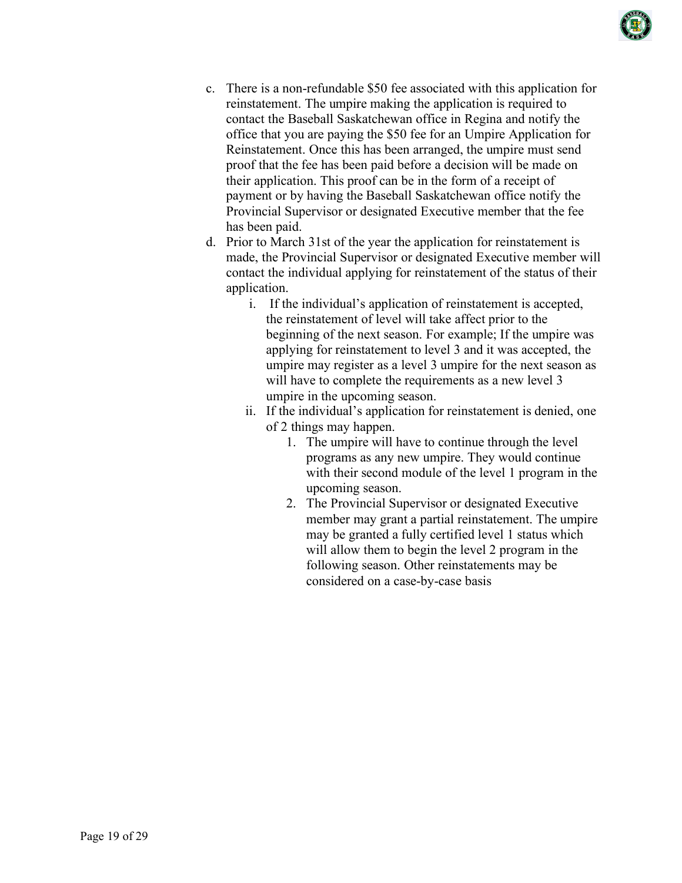c. There is a non-refundable $50 fee associated with this application for reinstatement. The umpire making the application is required to contact the Baseball Saskatchewan office in Regina and notify the office that you are paying the $50 fee for an Umpire Application for Reinstatement. Once this has been arranged, the umpire must send proof that the fee has been paid before a decision will be made on their application. This proof can be in the form of a receipt of payment or by having the Baseball Saskatchewan office notify the Provincial Supervisor or designated Executive member that the fee has been paid.

d. Prior to March 31st of the year the application for reinstatement is made, the Provincial Supervisor or designated Executive member will contact the individual applying for reinstatement of the status of their application.

   i. If the individual's application of reinstatement is accepted, the reinstatement of level will take affect prior to the beginning of the next season. For example; If the umpire was applying for reinstatement to level 3 and it was accepted, the umpire may register as a level 3 umpire for the next season as will have to complete the requirements as a new level 3 umpire in the upcoming season.

   ii. If the individual's application for reinstatement is denied, one of 2 things may happen.

      1. The umpire will have to continue through the level programs as any new umpire. They would continue with their second module of the level 1 program in the upcoming season.
      2. The Provincial Supervisor or designated Executive member may grant a partial reinstatement. The umpire may be granted a fully certified level 1 status which will allow them to begin the level 2 program in the following season. Other reinstatements may be considered on a case-by-case basis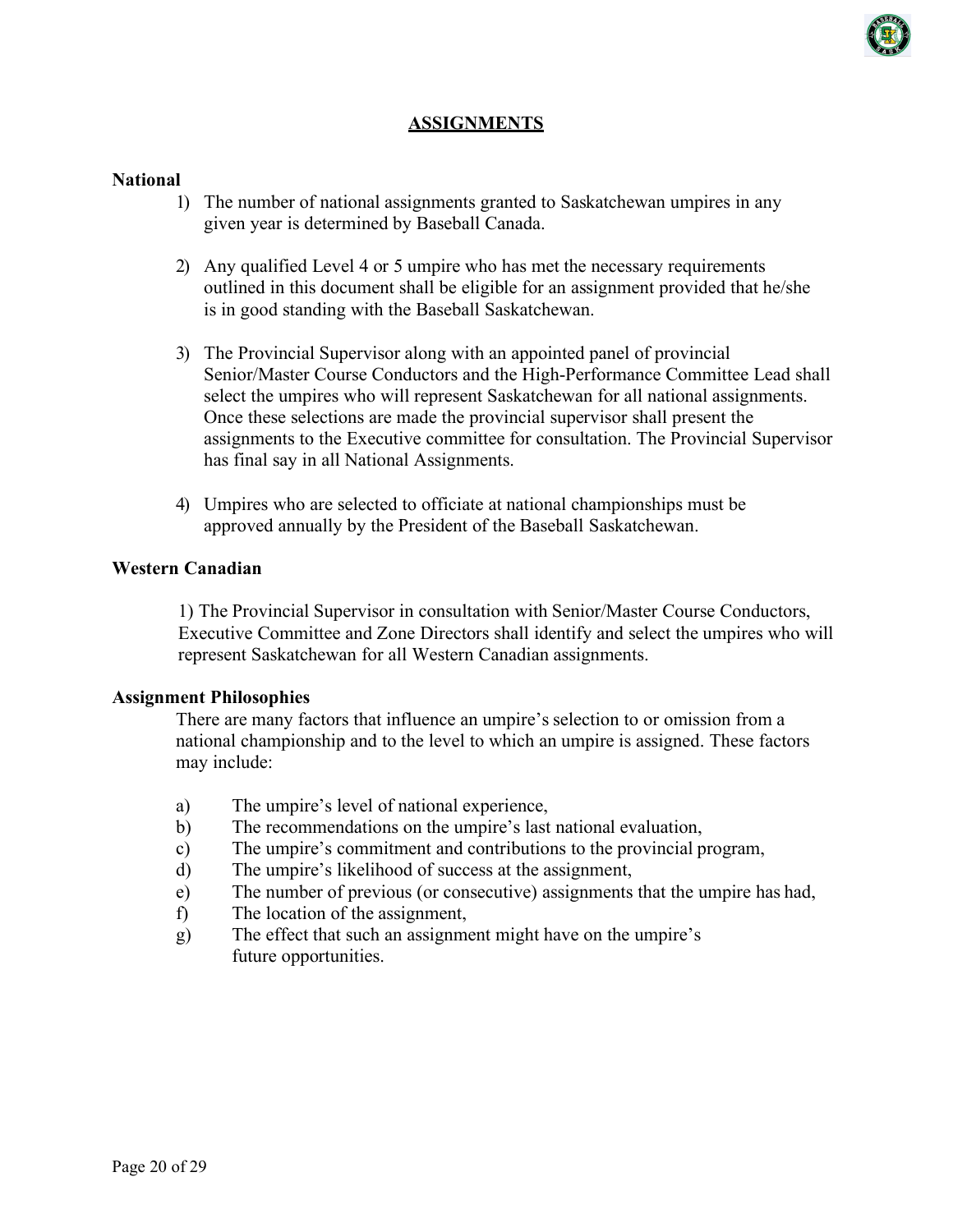## ASSIGNMENTS

### National

1) The number of national assignments granted to Saskatchewan umpires in any given year is determined by Baseball Canada.

2) Any qualified Level 4 or 5 umpire who has met the necessary requirements outlined in this document shall be eligible for an assignment provided that he/she is in good standing with the Baseball Saskatchewan.

3) The Provincial Supervisor along with an appointed panel of provincial Senior/Master Course Conductors and the High-Performance Committee Lead shall select the umpires who will represent Saskatchewan for all national assignments. Once these selections are made the provincial supervisor shall present the assignments to the Executive committee for consultation. The Provincial Supervisor has final say in all National Assignments.

4) Umpires who are selected to officiate at national championships must be approved annually by the President of the Baseball Saskatchewan.

### Western Canadian

1) The Provincial Supervisor in consultation with Senior/Master Course Conductors, Executive Committee and Zone Directors shall identify and select the umpires who will represent Saskatchewan for all Western Canadian assignments.

### Assignment Philosophies

There are many factors that influence an umpire's selection to or omission from a national championship and to the level to which an umpire is assigned. These factors may include:

a) The umpire's level of national experience,
b) The recommendations on the umpire's last national evaluation,
c) The umpire's commitment and contributions to the provincial program,
d) The umpire's likelihood of success at the assignment,
e) The number of previous (or consecutive) assignments that the umpire has had,
f) The location of the assignment,
g) The effect that such an assignment might have on the umpire's future opportunities.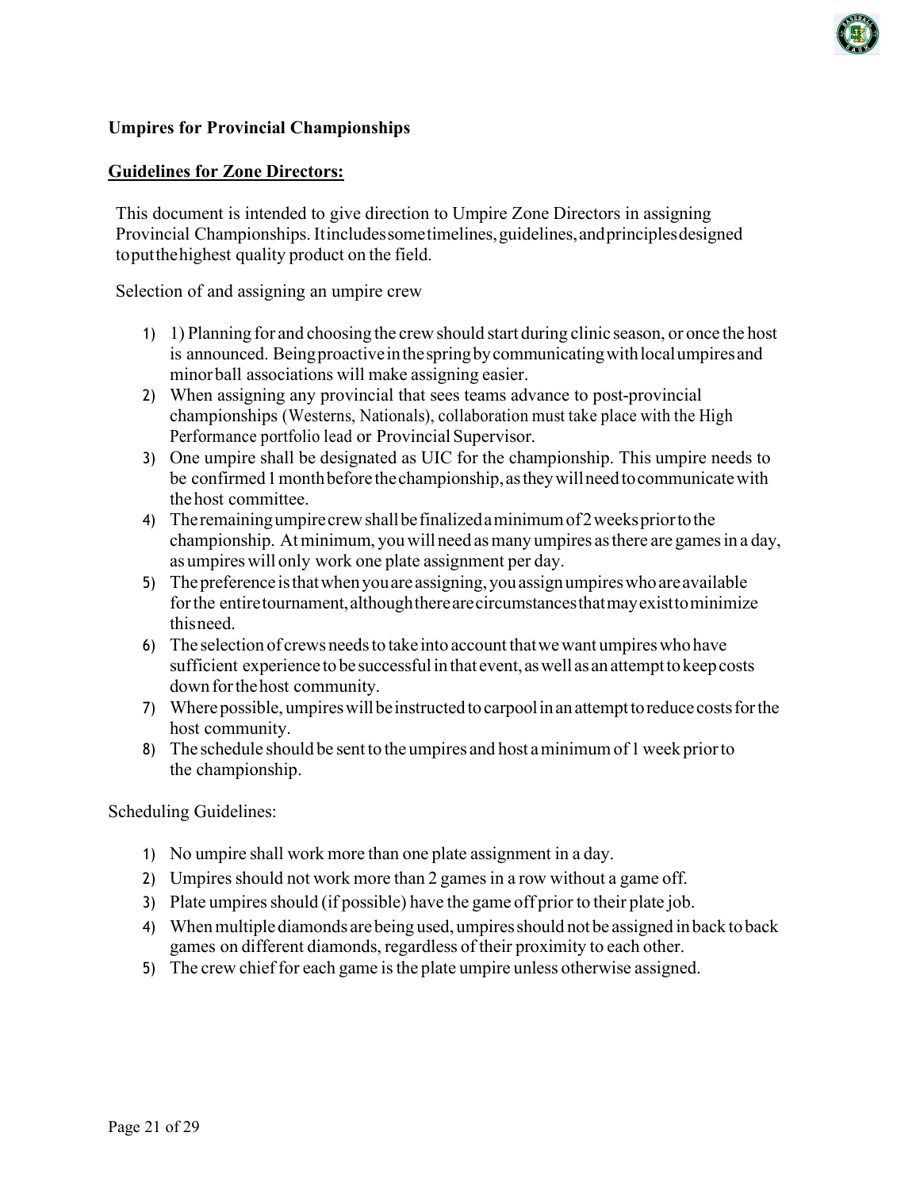**Umpires for Provincial Championships**

**Guidelines for Zone Directors:**

This document is intended to give direction to Umpire Zone Directors in assigning Provincial Championships. It includes some timelines, guidelines, and principles designed to put the highest quality product on the field.

Selection of and assigning an umpire crew

1) 1) Planning for and choosing the crew should start during clinic season, or once the host is announced. Being proactive in the spring by communicating with local umpires and minor ball associations will make assigning easier.
2) When assigning any provincial that sees teams advance to post-provincial championships (Westerns, Nationals), collaboration must take place with the High Performance portfolio lead or Provincial Supervisor.
3) One umpire shall be designated as UIC for the championship. This umpire needs to be confirmed 1 month before the championship, as they will need to communicate with the host committee.
4) The remaining umpire crew shall be finalized a minimum of 2 weeks prior to the championship. At minimum, you will need as many umpires as there are games in a day, as umpires will only work one plate assignment per day.
5) The preference is that when you are assigning, you assign umpires who are available for the entire tournament, although there are circumstances that may exist to minimize this need.
6) The selection of crews needs to take into account that we want umpires who have sufficient experience to be successful in that event, as well as an attempt to keep costs down for the host community.
7) Where possible, umpires will be instructed to carpool in an attempt to reduce costs for the host community.
8) The schedule should be sent to the umpires and host a minimum of 1 week prior to the championship.

Scheduling Guidelines:

1) No umpire shall work more than one plate assignment in a day.
2) Umpires should not work more than 2 games in a row without a game off.
3) Plate umpires should (if possible) have the game off prior to their plate job.
4) When multiple diamonds are being used, umpires should not be assigned in back to back games on different diamonds, regardless of their proximity to each other.
5) The crew chief for each game is the plate umpire unless otherwise assigned.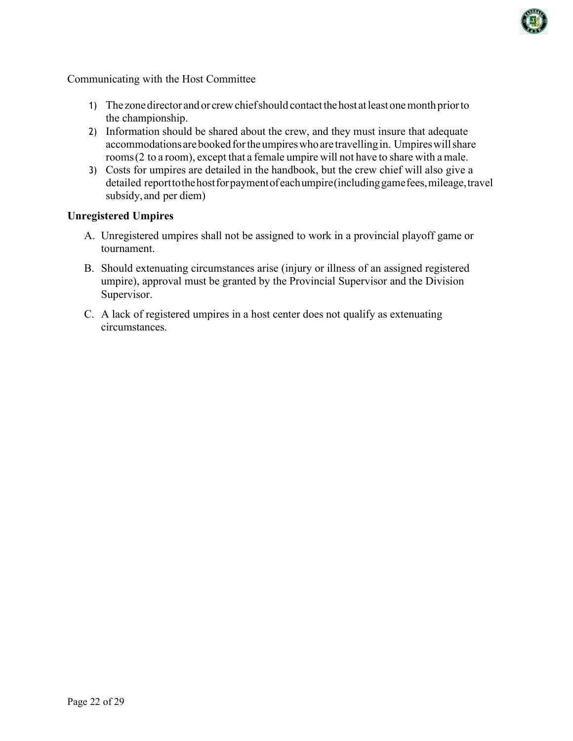Communicating with the Host Committee

1) The zone director and or crew chief should contact the host at least one month prior to the championship.
2) Information should be shared about the crew, and they must insure that adequate accommodations are booked for the umpires who are travelling in. Umpires will share rooms (2 to a room), except that a female umpire will not have to share with a male.
3) Costs for umpires are detailed in the handbook, but the crew chief will also give a detailed report to the host for payment of each umpire (including game fees, mileage, travel subsidy, and per diem)

**Unregistered Umpires**

A. Unregistered umpires shall not be assigned to work in a provincial playoff game or tournament.

B. Should extenuating circumstances arise (injury or illness of an assigned registered umpire), approval must be granted by the Provincial Supervisor and the Division Supervisor.

C. A lack of registered umpires in a host center does not qualify as extenuating circumstances.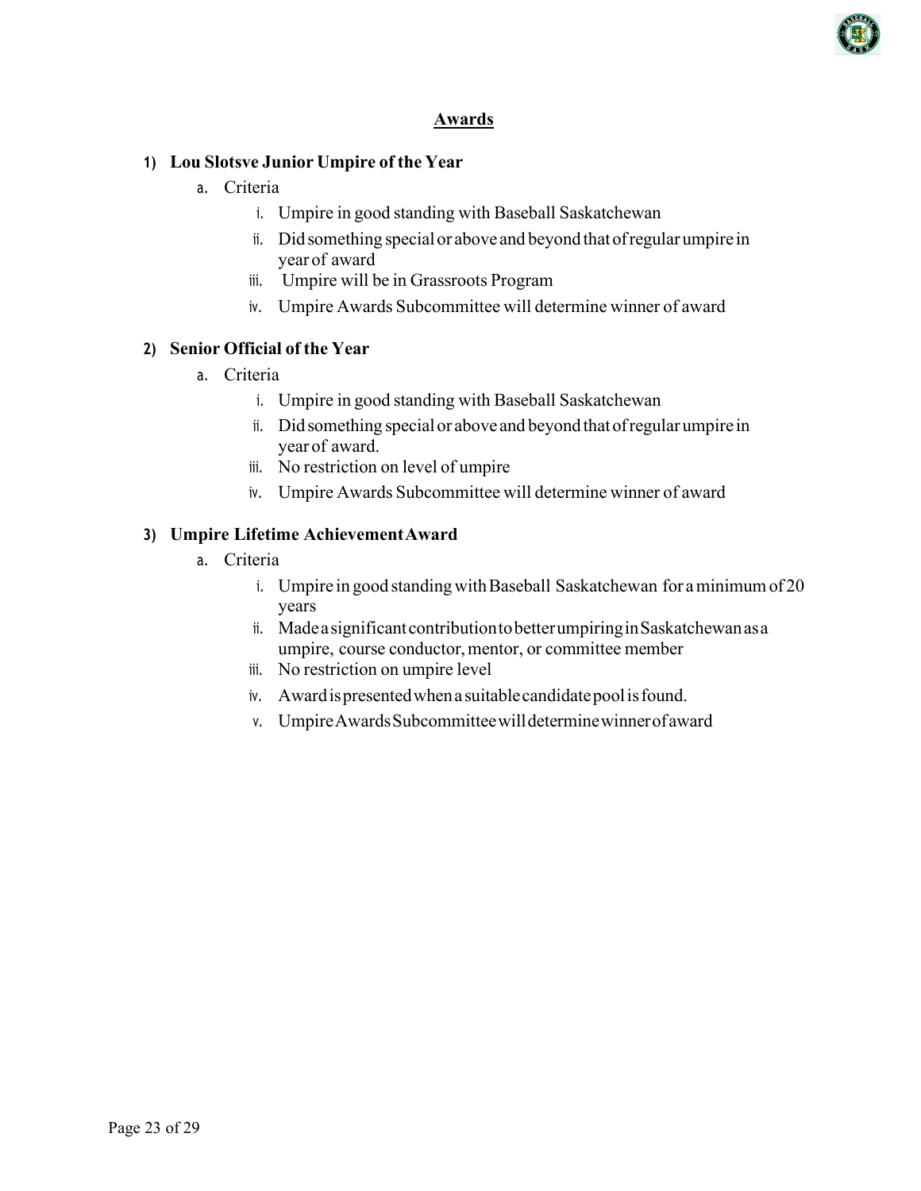## Awards

1) **Lou Slotsve Junior Umpire of the Year**
    a. Criteria
        i. Umpire in good standing with Baseball Saskatchewan
        ii. Did something special or above and beyond that of regular umpire in year of award
        iii. Umpire will be in Grassroots Program
        iv. Umpire Awards Subcommittee will determine winner of award

2) **Senior Official of the Year**
    a. Criteria
        i. Umpire in good standing with Baseball Saskatchewan
        ii. Did something special or above and beyond that of regular umpire in year of award.
        iii. No restriction on level of umpire
        iv. Umpire Awards Subcommittee will determine winner of award

3) **Umpire Lifetime Achievement Award**
    a. Criteria
        i. Umpire in good standing with Baseball Saskatchewan for a minimum of 20 years
        ii. Made a significant contribution to better umpiring in Saskatchewan as a umpire, course conductor, mentor, or committee member
        iii. No restriction on umpire level
        iv. Award is presented when a suitable candidate pool is found.
        v. Umpire Awards Subcommittee will determine winner of award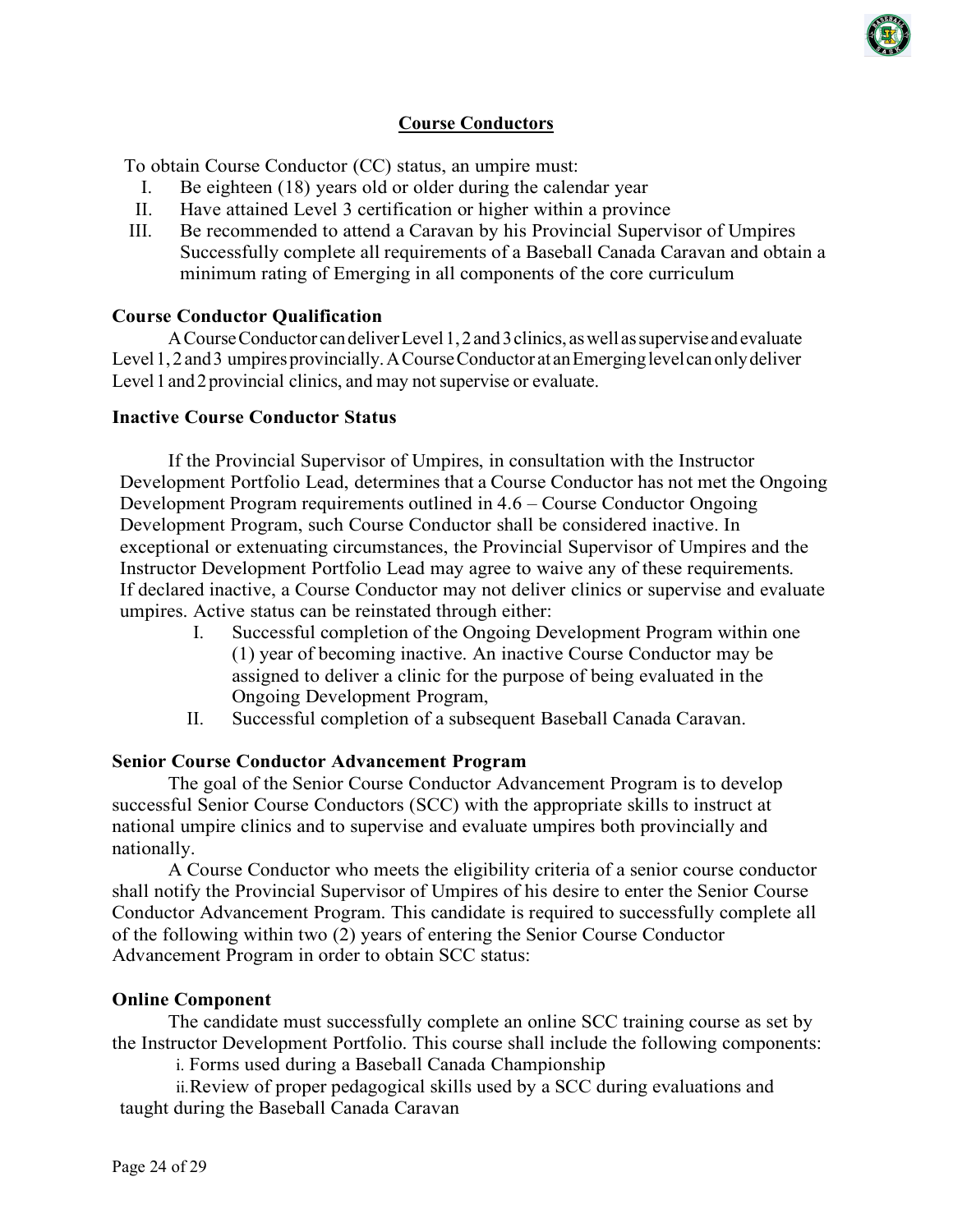## Course Conductors

To obtain Course Conductor (CC) status, an umpire must:

I. Be eighteen (18) years old or older during the calendar year
II. Have attained Level 3 certification or higher within a province
III. Be recommended to attend a Caravan by his Provincial Supervisor of Umpires Successfully complete all requirements of a Baseball Canada Caravan and obtain a minimum rating of Emerging in all components of the core curriculum

### Course Conductor Qualification

A Course Conductor can deliver Level 1, 2 and 3 clinics, as well as supervise and evaluate Level 1, 2 and 3 umpires provincially. A Course Conductor at an Emerging level can only deliver Level 1 and 2 provincial clinics, and may not supervise or evaluate.

### Inactive Course Conductor Status

If the Provincial Supervisor of Umpires, in consultation with the Instructor Development Portfolio Lead, determines that a Course Conductor has not met the Ongoing Development Program requirements outlined in 4.6 – Course Conductor Ongoing Development Program, such Course Conductor shall be considered inactive. In exceptional or extenuating circumstances, the Provincial Supervisor of Umpires and the Instructor Development Portfolio Lead may agree to waive any of these requirements. If declared inactive, a Course Conductor may not deliver clinics or supervise and evaluate umpires. Active status can be reinstated through either:

I. Successful completion of the Ongoing Development Program within one (1) year of becoming inactive. An inactive Course Conductor may be assigned to deliver a clinic for the purpose of being evaluated in the Ongoing Development Program,
II. Successful completion of a subsequent Baseball Canada Caravan.

### Senior Course Conductor Advancement Program

The goal of the Senior Course Conductor Advancement Program is to develop successful Senior Course Conductors (SCC) with the appropriate skills to instruct at national umpire clinics and to supervise and evaluate umpires both provincially and nationally.

A Course Conductor who meets the eligibility criteria of a senior course conductor shall notify the Provincial Supervisor of Umpires of his desire to enter the Senior Course Conductor Advancement Program. This candidate is required to successfully complete all of the following within two (2) years of entering the Senior Course Conductor Advancement Program in order to obtain SCC status:

### Online Component

The candidate must successfully complete an online SCC training course as set by the Instructor Development Portfolio. This course shall include the following components:

i. Forms used during a Baseball Canada Championship
ii. Review of proper pedagogical skills used by a SCC during evaluations and taught during the Baseball Canada Caravan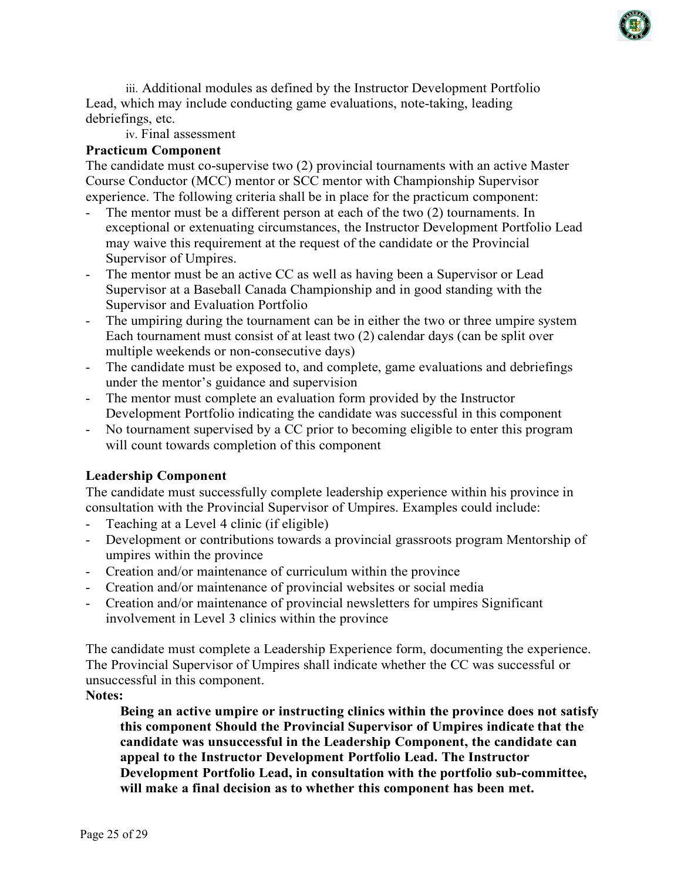iii. Additional modules as defined by the Instructor Development Portfolio Lead, which may include conducting game evaluations, note-taking, leading debriefings, etc.

iv. Final assessment

**Practicum Component**

The candidate must co-supervise two (2) provincial tournaments with an active Master Course Conductor (MCC) mentor or SCC mentor with Championship Supervisor experience. The following criteria shall be in place for the practicum component:

- The mentor must be a different person at each of the two (2) tournaments. In exceptional or extenuating circumstances, the Instructor Development Portfolio Lead may waive this requirement at the request of the candidate or the Provincial Supervisor of Umpires.
- The mentor must be an active CC as well as having been a Supervisor or Lead Supervisor at a Baseball Canada Championship and in good standing with the Supervisor and Evaluation Portfolio
- The umpiring during the tournament can be in either the two or three umpire system Each tournament must consist of at least two (2) calendar days (can be split over multiple weekends or non-consecutive days)
- The candidate must be exposed to, and complete, game evaluations and debriefings under the mentor's guidance and supervision
- The mentor must complete an evaluation form provided by the Instructor Development Portfolio indicating the candidate was successful in this component
- No tournament supervised by a CC prior to becoming eligible to enter this program will count towards completion of this component

**Leadership Component**

The candidate must successfully complete leadership experience within his province in consultation with the Provincial Supervisor of Umpires. Examples could include:

- Teaching at a Level 4 clinic (if eligible)
- Development or contributions towards a provincial grassroots program Mentorship of umpires within the province
- Creation and/or maintenance of curriculum within the province
- Creation and/or maintenance of provincial websites or social media
- Creation and/or maintenance of provincial newsletters for umpires Significant involvement in Level 3 clinics within the province

The candidate must complete a Leadership Experience form, documenting the experience. The Provincial Supervisor of Umpires shall indicate whether the CC was successful or unsuccessful in this component.

**Notes:**

**Being an active umpire or instructing clinics within the province does not satisfy this component Should the Provincial Supervisor of Umpires indicate that the candidate was unsuccessful in the Leadership Component, the candidate can appeal to the Instructor Development Portfolio Lead. The Instructor Development Portfolio Lead, in consultation with the portfolio sub-committee, will make a final decision as to whether this component has been met.**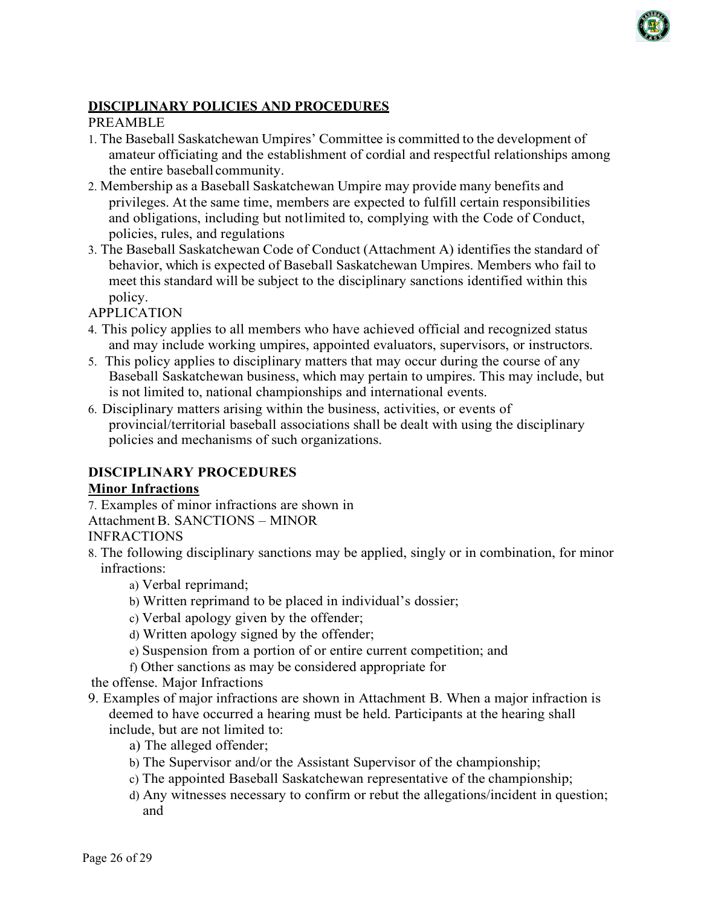## DISCIPLINARY POLICIES AND PROCEDURES

PREAMBLE

1. The Baseball Saskatchewan Umpires' Committee is committed to the development of amateur officiating and the establishment of cordial and respectful relationships among the entire baseball community.
2. Membership as a Baseball Saskatchewan Umpire may provide many benefits and privileges. At the same time, members are expected to fulfill certain responsibilities and obligations, including but not limited to, complying with the Code of Conduct, policies, rules, and regulations
3. The Baseball Saskatchewan Code of Conduct (Attachment A) identifies the standard of behavior, which is expected of Baseball Saskatchewan Umpires. Members who fail to meet this standard will be subject to the disciplinary sanctions identified within this policy.

APPLICATION

4. This policy applies to all members who have achieved official and recognized status and may include working umpires, appointed evaluators, supervisors, or instructors.
5. This policy applies to disciplinary matters that may occur during the course of any Baseball Saskatchewan business, which may pertain to umpires. This may include, but is not limited to, national championships and international events.
6. Disciplinary matters arising within the business, activities, or events of provincial/territorial baseball associations shall be dealt with using the disciplinary policies and mechanisms of such organizations.

### DISCIPLINARY PROCEDURES

**Minor Infractions**

7. Examples of minor infractions are shown in Attachment B. SANCTIONS – MINOR INFRACTIONS
8. The following disciplinary sanctions may be applied, singly or in combination, for minor infractions:
   a) Verbal reprimand;
   b) Written reprimand to be placed in individual's dossier;
   c) Verbal apology given by the offender;
   d) Written apology signed by the offender;
   e) Suspension from a portion of or entire current competition; and
   f) Other sanctions as may be considered appropriate for the offense. Major Infractions
9. Examples of major infractions are shown in Attachment B. When a major infraction is deemed to have occurred a hearing must be held. Participants at the hearing shall include, but are not limited to:
   a) The alleged offender;
   b) The Supervisor and/or the Assistant Supervisor of the championship;
   c) The appointed Baseball Saskatchewan representative of the championship;
   d) Any witnesses necessary to confirm or rebut the allegations/incident in question; and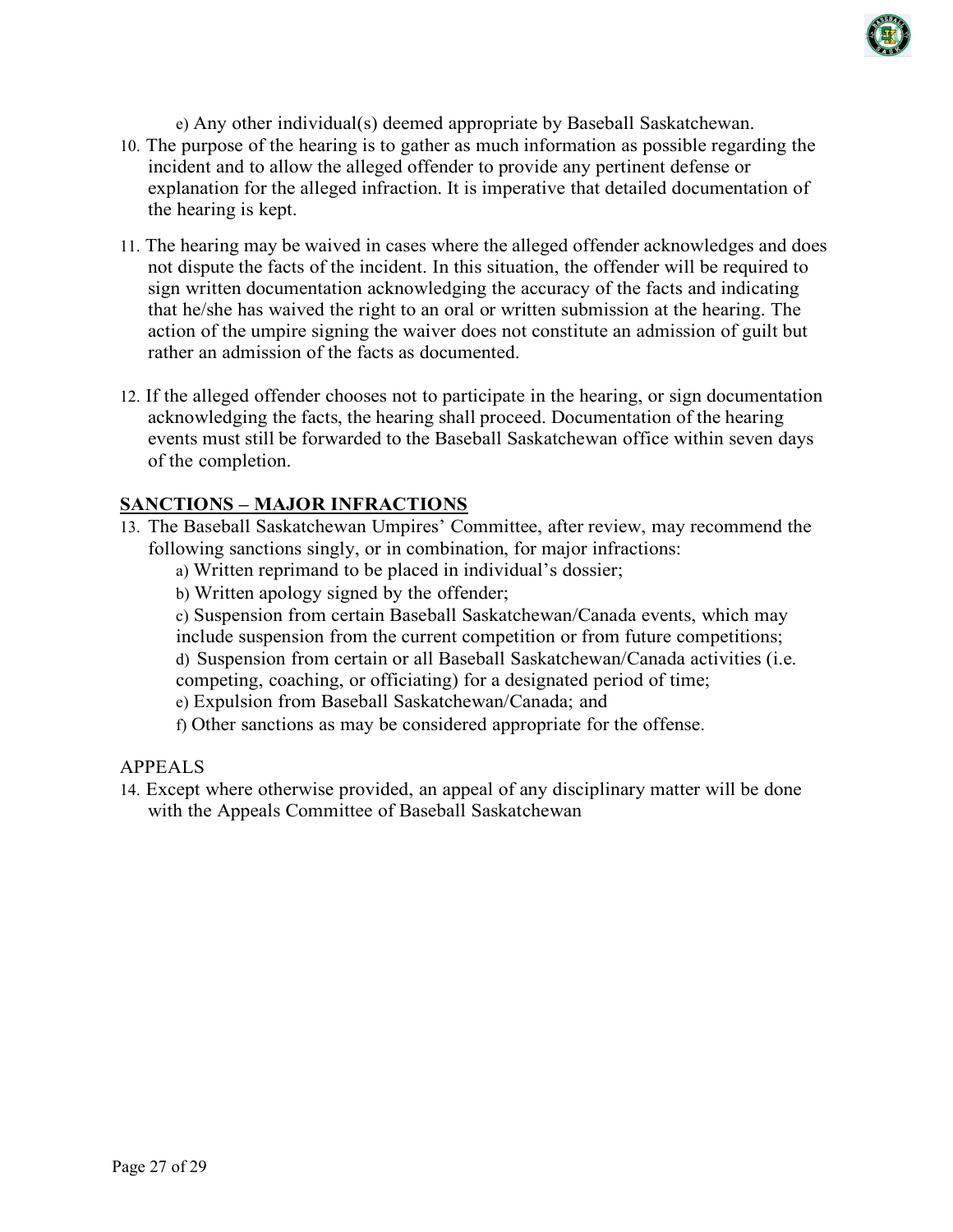e) Any other individual(s) deemed appropriate by Baseball Saskatchewan.

10. The purpose of the hearing is to gather as much information as possible regarding the incident and to allow the alleged offender to provide any pertinent defense or explanation for the alleged infraction. It is imperative that detailed documentation of the hearing is kept.

11. The hearing may be waived in cases where the alleged offender acknowledges and does not dispute the facts of the incident. In this situation, the offender will be required to sign written documentation acknowledging the accuracy of the facts and indicating that he/she has waived the right to an oral or written submission at the hearing. The action of the umpire signing the waiver does not constitute an admission of guilt but rather an admission of the facts as documented.

12. If the alleged offender chooses not to participate in the hearing, or sign documentation acknowledging the facts, the hearing shall proceed. Documentation of the hearing events must still be forwarded to the Baseball Saskatchewan office within seven days of the completion.

## SANCTIONS – MAJOR INFRACTIONS

13. The Baseball Saskatchewan Umpires' Committee, after review, may recommend the following sanctions singly, or in combination, for major infractions:
    a) Written reprimand to be placed in individual's dossier;
    b) Written apology signed by the offender;
    c) Suspension from certain Baseball Saskatchewan/Canada events, which may include suspension from the current competition or from future competitions;
    d) Suspension from certain or all Baseball Saskatchewan/Canada activities (i.e. competing, coaching, or officiating) for a designated period of time;
    e) Expulsion from Baseball Saskatchewan/Canada; and
    f) Other sanctions as may be considered appropriate for the offense.

APPEALS

14. Except where otherwise provided, an appeal of any disciplinary matter will be done with the Appeals Committee of Baseball Saskatchewan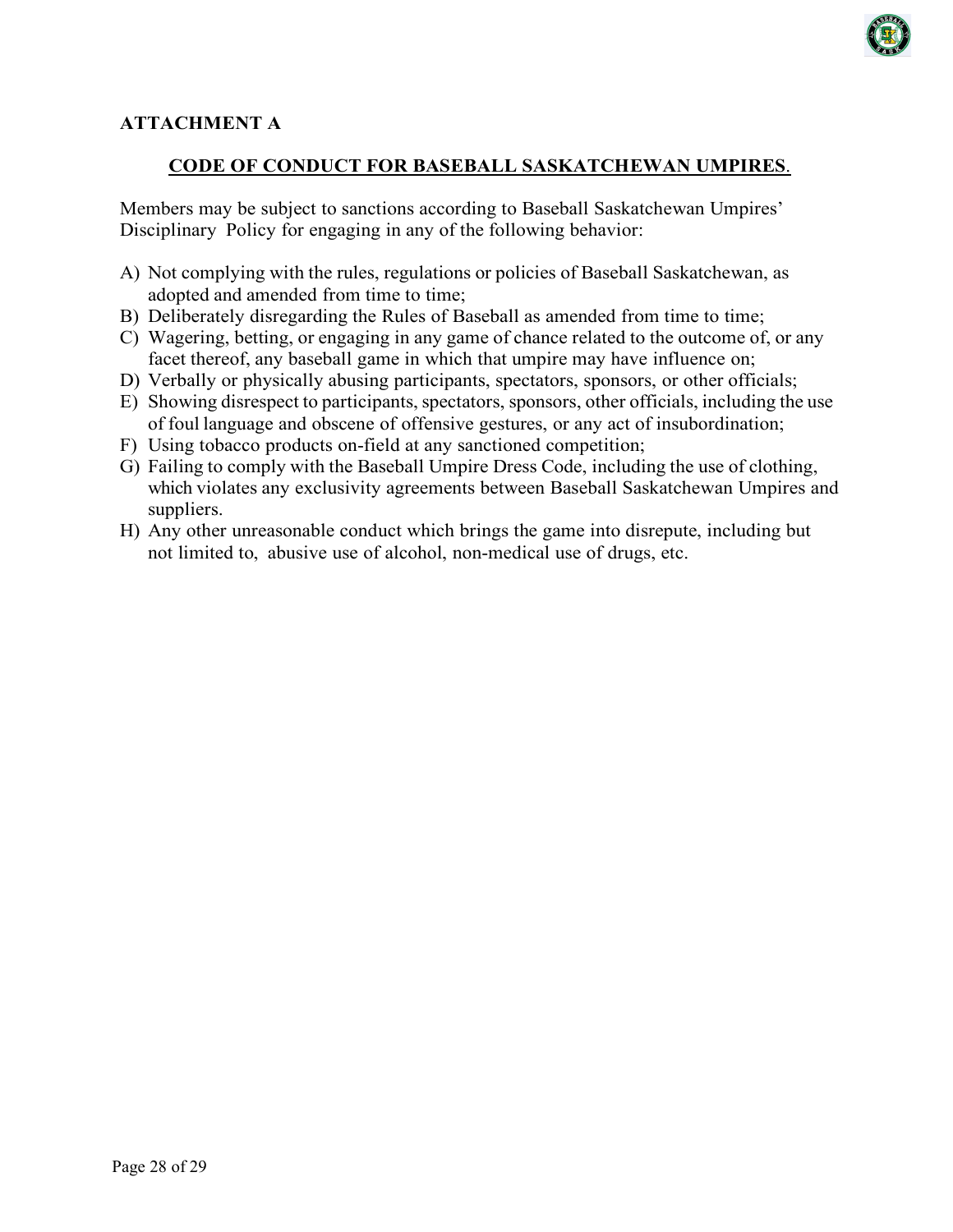**ATTACHMENT A**

## CODE OF CONDUCT FOR BASEBALL SASKATCHEWAN UMPIRES.

Members may be subject to sanctions according to Baseball Saskatchewan Umpires' Disciplinary Policy for engaging in any of the following behavior:

A) Not complying with the rules, regulations or policies of Baseball Saskatchewan, as adopted and amended from time to time;
B) Deliberately disregarding the Rules of Baseball as amended from time to time;
C) Wagering, betting, or engaging in any game of chance related to the outcome of, or any facet thereof, any baseball game in which that umpire may have influence on;
D) Verbally or physically abusing participants, spectators, sponsors, or other officials;
E) Showing disrespect to participants, spectators, sponsors, other officials, including the use of foul language and obscene of offensive gestures, or any act of insubordination;
F) Using tobacco products on-field at any sanctioned competition;
G) Failing to comply with the Baseball Umpire Dress Code, including the use of clothing, which violates any exclusivity agreements between Baseball Saskatchewan Umpires and suppliers.
H) Any other unreasonable conduct which brings the game into disrepute, including but not limited to, abusive use of alcohol, non-medical use of drugs, etc.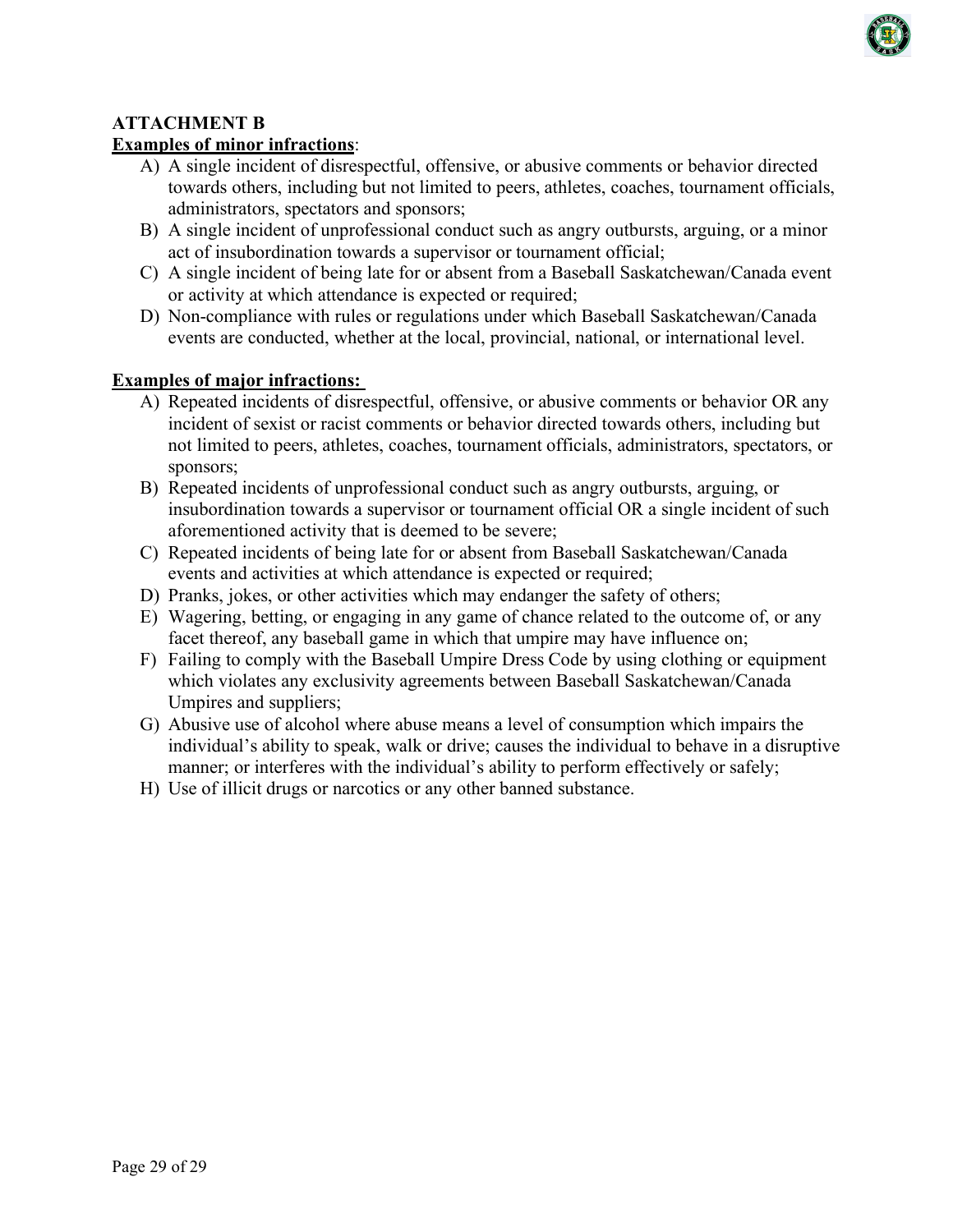## ATTACHMENT B

**Examples of minor infractions**:

A) A single incident of disrespectful, offensive, or abusive comments or behavior directed towards others, including but not limited to peers, athletes, coaches, tournament officials, administrators, spectators and sponsors;

B) A single incident of unprofessional conduct such as angry outbursts, arguing, or a minor act of insubordination towards a supervisor or tournament official;

C) A single incident of being late for or absent from a Baseball Saskatchewan/Canada event or activity at which attendance is expected or required;

D) Non-compliance with rules or regulations under which Baseball Saskatchewan/Canada events are conducted, whether at the local, provincial, national, or international level.

**Examples of major infractions:**

A) Repeated incidents of disrespectful, offensive, or abusive comments or behavior OR any incident of sexist or racist comments or behavior directed towards others, including but not limited to peers, athletes, coaches, tournament officials, administrators, spectators, or sponsors;

B) Repeated incidents of unprofessional conduct such as angry outbursts, arguing, or insubordination towards a supervisor or tournament official OR a single incident of such aforementioned activity that is deemed to be severe;

C) Repeated incidents of being late for or absent from Baseball Saskatchewan/Canada events and activities at which attendance is expected or required;

D) Pranks, jokes, or other activities which may endanger the safety of others;

E) Wagering, betting, or engaging in any game of chance related to the outcome of, or any facet thereof, any baseball game in which that umpire may have influence on;

F) Failing to comply with the Baseball Umpire Dress Code by using clothing or equipment which violates any exclusivity agreements between Baseball Saskatchewan/Canada Umpires and suppliers;

G) Abusive use of alcohol where abuse means a level of consumption which impairs the individual's ability to speak, walk or drive; causes the individual to behave in a disruptive manner; or interferes with the individual's ability to perform effectively or safely;

H) Use of illicit drugs or narcotics or any other banned substance.